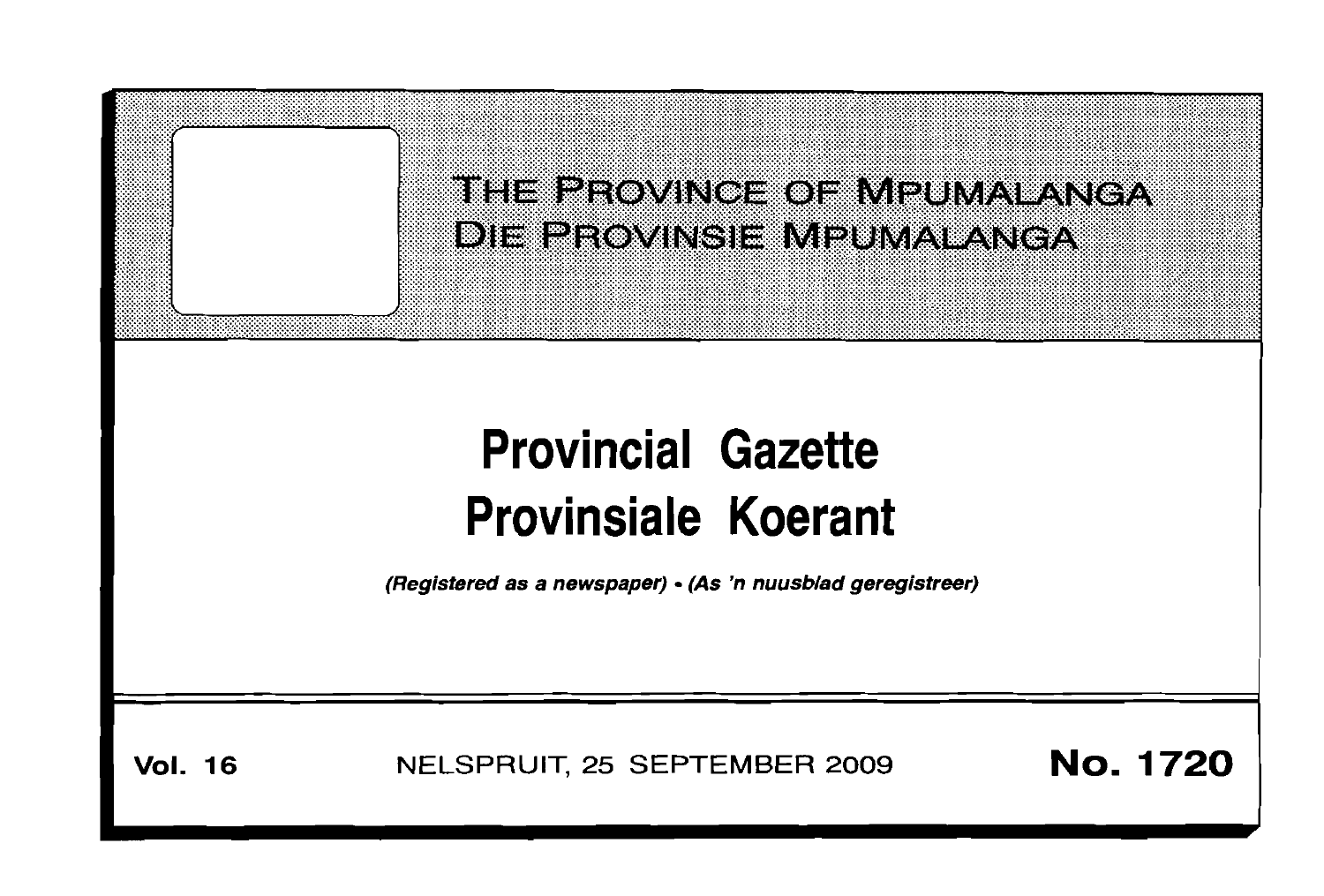THE PROVINCE OF MPUMALANGA

DIE PROVINSIE MPUMALANGA

# Provincial Gazette

# Provinsiale Koerant

*(Registered as a newspaper) • (As 'n nuusblad geregistreer)*

**Vol. 16** NELSPRUIT, 25 SEPTEMBER 2009 **No. 1720**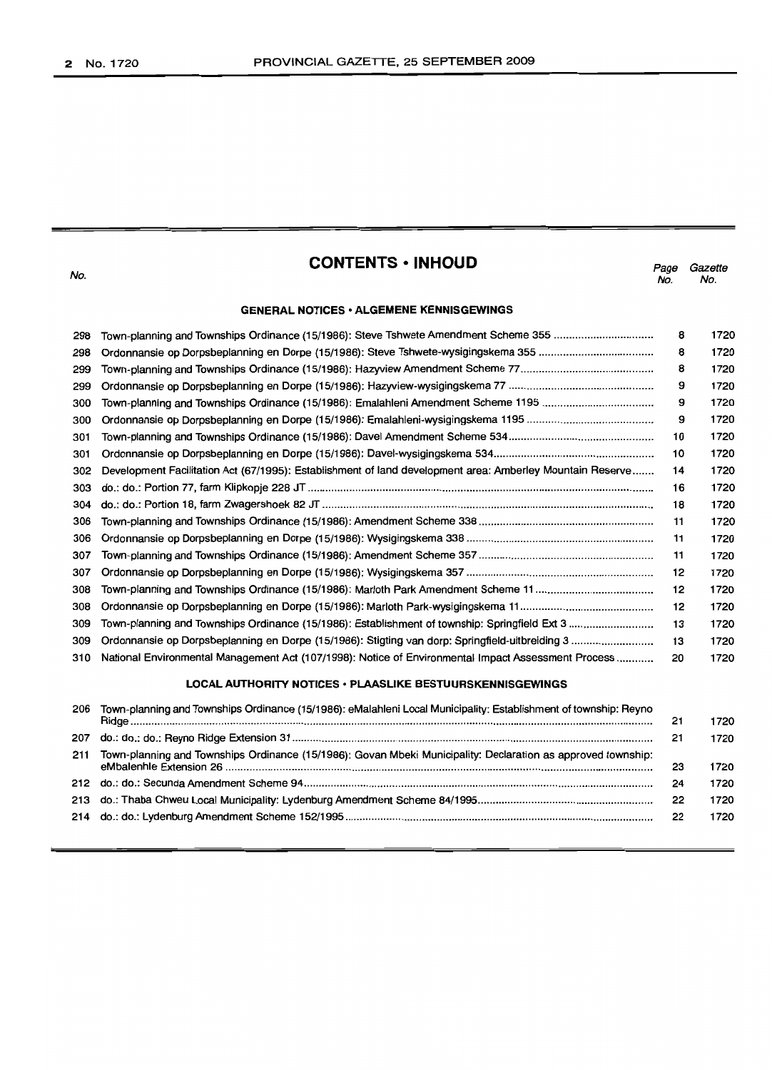# CONTENTS • INHOUD

| No. | | Page No. | Gazette No. |
|---|---|---|---|
| | **GENERAL NOTICES • ALGEMENE KENNISGEWINGS** | | |
| 298 | Town-planning and Townships Ordinance (15/1986): Steve Tshwete Amendment Scheme 355 | 8 | 1720 |
| 298 | Ordonnansie op Dorpsbeplanning en Dorpe (15/1986): Steve Tshwete-wysigingskema 355 | 8 | 1720 |
| 299 | Town-planning and Townships Ordinance (15/1986): Hazyview Amendment Scheme 77 | 8 | 1720 |
| 299 | Ordonnansie op Dorpsbeplanning en Dorpe (15/1986): Hazyview-wysigingskema 77 | 9 | 1720 |
| 300 | Town-planning and Townships Ordinance (15/1986): Emalahleni Amendment Scheme 1195 | 9 | 1720 |
| 300 | Ordonnansie op Dorpsbeplanning en Dorpe (15/1986): Emalahleni-wysigingskema 1195 | 9 | 1720 |
| 301 | Town-planning and Townships Ordinance (15/1986): Davel Amendment Scheme 534 | 10 | 1720 |
| 301 | Ordonnansie op Dorpsbeplanning en Dorpe (15/1986): Davel-wysigingskema 534 | 10 | 1720 |
| 302 | Development Facilitation Act (67/1995): Establishment of land development area: Amberley Mountain Reserve | 14 | 1720 |
| 303 | do.: do.: Portion 77, farm Klipkopje 228 JT | 16 | 1720 |
| 304 | do.: do.: Portion 18, farm Zwagershoek 82 JT | 18 | 1720 |
| 306 | Town-planning and Townships Ordinance (15/1986): Amendment Scheme 338 | 11 | 1720 |
| 306 | Ordonnansie op Dorpsbeplanning en Dorpe (15/1986): Wysigingskema 338 | 11 | 1720 |
| 307 | Town-planning and Townships Ordinance (15/1986): Amendment Scheme 357 | 11 | 1720 |
| 307 | Ordonnansie op Dorpsbeplanning en Dorpe (15/1986): Wysigingskema 357 | 12 | 1720 |
| 308 | Town-planning and Townships Ordinance (15/1986): Marloth Park Amendment Scheme 11 | 12 | 1720 |
| 308 | Ordonnansie op Dorpsbeplanning en Dorpe (15/1986): Marloth Park-wysigingskema 11 | 12 | 1720 |
| 309 | Town-planning and Townships Ordinance (15/1986): Establishment of township: Springfield Ext 3 | 13 | 1720 |
| 309 | Ordonnansie op Dorpsbeplanning en Dorpe (15/1986): Stigting van dorp: Springfield-uitbreiding 3 | 13 | 1720 |
| 310 | National Environmental Management Act (107/1998): Notice of Environmental Impact Assessment Process | 20 | 1720 |
| | **LOCAL AUTHORITY NOTICES • PLAASLIKE BESTUURSKENNISGEWINGS** | | |
| 206 | Town-planning and Townships Ordinance (15/1986): eMalahleni Local Municipality: Establishment of township: Reyno Ridge | 21 | 1720 |
| 207 | do.: do.: do.: Reyno Ridge Extension 31 | 21 | 1720 |
| 211 | Town-planning and Townships Ordinance (15/1986): Govan Mbeki Municipality: Declaration as approved township: eMbalenhle Extension 26 | 23 | 1720 |
| 212 | do.: do.: Secunda Amendment Scheme 94 | 24 | 1720 |
| 213 | do.: Thaba Chweu Local Municipality: Lydenburg Amendment Scheme 84/1995 | 22 | 1720 |
| 214 | do.: do.: Lydenburg Amendment Scheme 152/1995 | 22 | 1720 |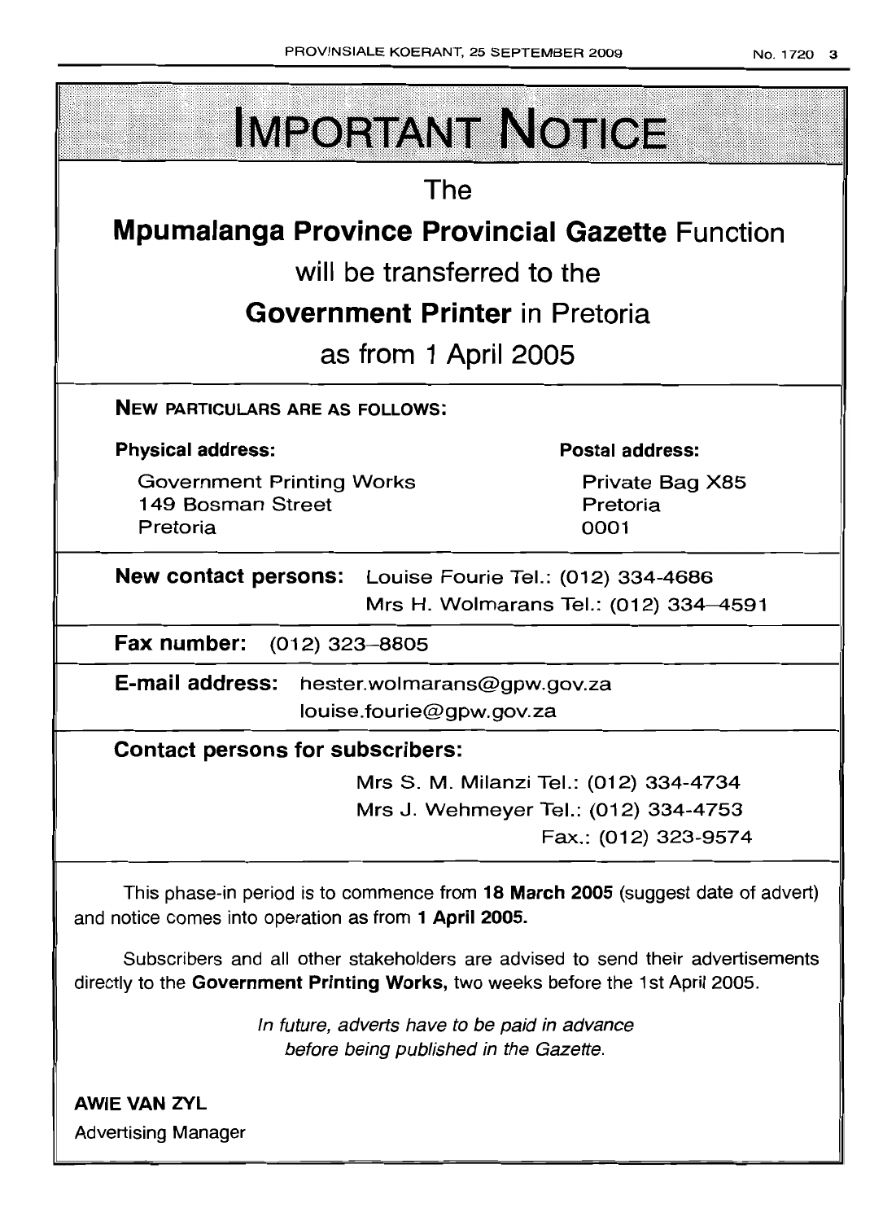# IMPORTANT NOTICE

The

**Mpumalanga Province Provincial Gazette** Function

will be transferred to the

**Government Printer** in Pretoria

as from 1 April 2005

**NEW PARTICULARS ARE AS FOLLOWS:**

**Physical address:**

Government Printing Works
149 Bosman Street
Pretoria

**Postal address:**

Private Bag X85
Pretoria
0001

**New contact persons:** Louise Fourie Tel.: (012) 334-4686
Mrs H. Wolmarans Tel.: (012) 334–4591

**Fax number:** (012) 323–8805

**E-mail address:** hester.wolmarans@gpw.gov.za
louise.fourie@gpw.gov.za

**Contact persons for subscribers:**

Mrs S. M. Milanzi Tel.: (012) 334-4734
Mrs J. Wehmeyer Tel.: (012) 334-4753
Fax.: (012) 323-9574

This phase-in period is to commence from **18 March 2005** (suggest date of advert) and notice comes into operation as from **1 April 2005.**

Subscribers and all other stakeholders are advised to send their advertisements directly to the **Government Printing Works,** two weeks before the 1st April 2005.

*In future, adverts have to be paid in advance before being published in the Gazette.*

**AWIE VAN ZYL**
Advertising Manager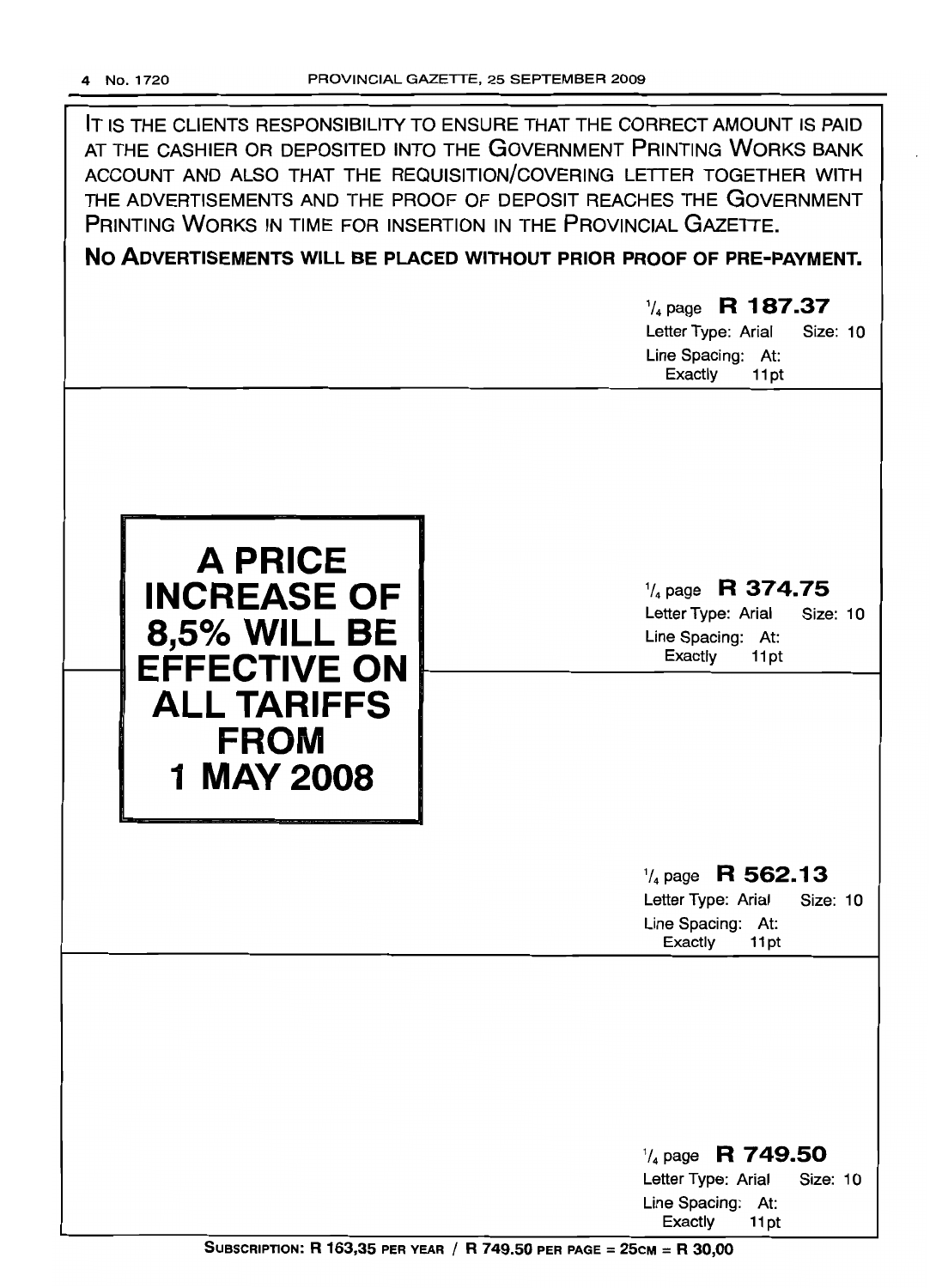IT IS THE CLIENTS RESPONSIBILITY TO ENSURE THAT THE CORRECT AMOUNT IS PAID AT THE CASHIER OR DEPOSITED INTO THE GOVERNMENT PRINTING WORKS BANK ACCOUNT AND ALSO THAT THE REQUISITION/COVERING LETTER TOGETHER WITH THE ADVERTISEMENTS AND THE PROOF OF DEPOSIT REACHES THE GOVERNMENT PRINTING WORKS IN TIME FOR INSERTION IN THE PROVINCIAL GAZETTE.

**NO ADVERTISEMENTS WILL BE PLACED WITHOUT PRIOR PROOF OF PRE-PAYMENT.**

1/4 page **R 187.37**
Letter Type: Arial Size: 10
Line Spacing: At: Exactly 11pt

**A PRICE INCREASE OF 8,5% WILL BE EFFECTIVE ON ALL TARIFFS FROM 1 MAY 2008**

1/4 page **R 374.75**
Letter Type: Arial Size: 10
Line Spacing: At: Exactly 11pt

1/4 page **R 562.13**
Letter Type: Arial Size: 10
Line Spacing: At: Exactly 11pt

1/4 page **R 749.50**
Letter Type: Arial Size: 10
Line Spacing: At: Exactly 11pt

**SUBSCRIPTION: R 163,35 PER YEAR / R 749.50 PER PAGE = 25CM = R 30,00**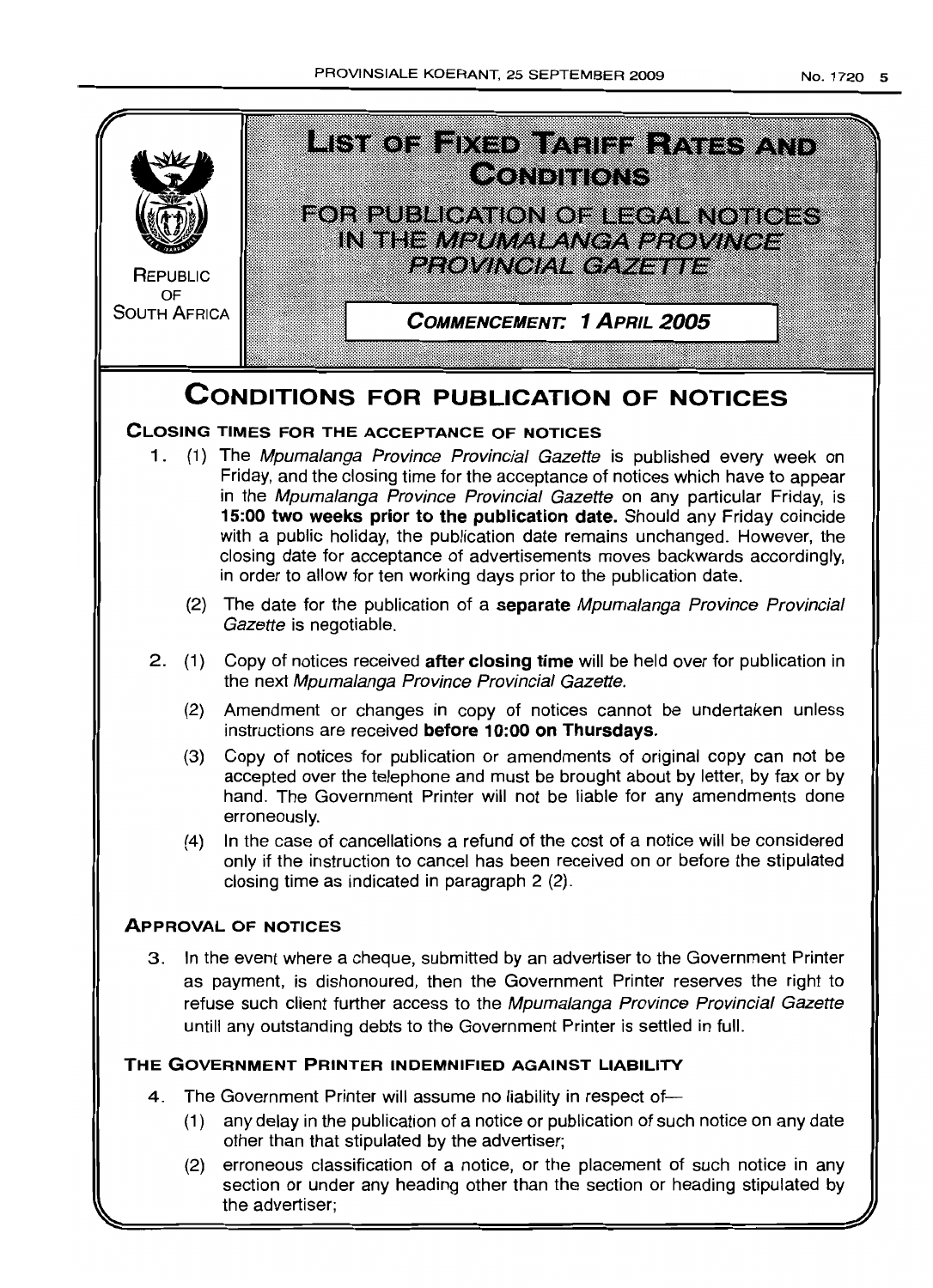REPUBLIC OF SOUTH AFRICA

# LIST OF FIXED TARIFF RATES AND CONDITIONS

## FOR PUBLICATION OF LEGAL NOTICES IN THE *MPUMALANGA PROVINCE PROVINCIAL GAZETTE*

**COMMENCEMENT: 1 APRIL 2005**

# CONDITIONS FOR PUBLICATION OF NOTICES

## CLOSING TIMES FOR THE ACCEPTANCE OF NOTICES

1. (1) The *Mpumalanga Province Provincial Gazette* is published every week on Friday, and the closing time for the acceptance of notices which have to appear in the *Mpumalanga Province Provincial Gazette* on any particular Friday, is **15:00 two weeks prior to the publication date.** Should any Friday coincide with a public holiday, the publication date remains unchanged. However, the closing date for acceptance of advertisements moves backwards accordingly, in order to allow for ten working days prior to the publication date.

   (2) The date for the publication of a **separate** *Mpumalanga Province Provincial Gazette* is negotiable.

2. (1) Copy of notices received **after closing time** will be held over for publication in the next *Mpumalanga Province Provincial Gazette*.

   (2) Amendment or changes in copy of notices cannot be undertaken unless instructions are received **before 10:00 on Thursdays.**

   (3) Copy of notices for publication or amendments of original copy can not be accepted over the telephone and must be brought about by letter, by fax or by hand. The Government Printer will not be liable for any amendments done erroneously.

   (4) In the case of cancellations a refund of the cost of a notice will be considered only if the instruction to cancel has been received on or before the stipulated closing time as indicated in paragraph 2 (2).

## APPROVAL OF NOTICES

3. In the event where a cheque, submitted by an advertiser to the Government Printer as payment, is dishonoured, then the Government Printer reserves the right to refuse such client further access to the *Mpumalanga Province Provincial Gazette* untill any outstanding debts to the Government Printer is settled in full.

## THE GOVERNMENT PRINTER INDEMNIFIED AGAINST LIABILITY

4. The Government Printer will assume no liability in respect of—

   (1) any delay in the publication of a notice or publication of such notice on any date other than that stipulated by the advertiser;

   (2) erroneous classification of a notice, or the placement of such notice in any section or under any heading other than the section or heading stipulated by the advertiser;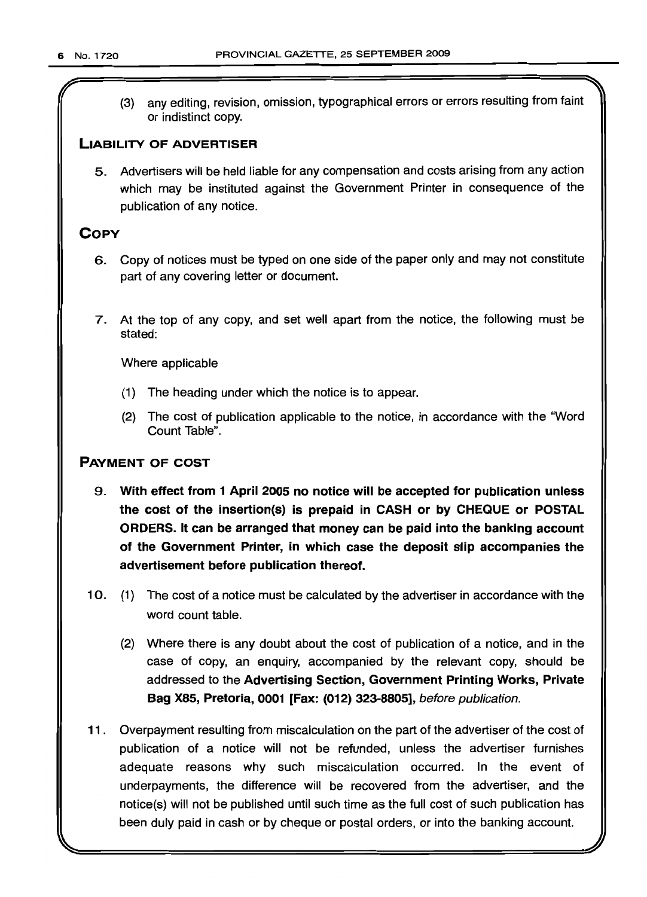(3) any editing, revision, omission, typographical errors or errors resulting from faint or indistinct copy.

## LIABILITY OF ADVERTISER

5. Advertisers will be held liable for any compensation and costs arising from any action which may be instituted against the Government Printer in consequence of the publication of any notice.

## COPY

6. Copy of notices must be typed on one side of the paper only and may not constitute part of any covering letter or document.

7. At the top of any copy, and set well apart from the notice, the following must be stated:

   Where applicable

   (1) The heading under which the notice is to appear.

   (2) The cost of publication applicable to the notice, in accordance with the "Word Count Table".

## PAYMENT OF COST

9. **With effect from 1 April 2005 no notice will be accepted for publication unless the cost of the insertion(s) is prepaid in CASH or by CHEQUE or POSTAL ORDERS. It can be arranged that money can be paid into the banking account of the Government Printer, in which case the deposit slip accompanies the advertisement before publication thereof.**

10. (1) The cost of a notice must be calculated by the advertiser in accordance with the word count table.

    (2) Where there is any doubt about the cost of publication of a notice, and in the case of copy, an enquiry, accompanied by the relevant copy, should be addressed to the **Advertising Section, Government Printing Works, Private Bag X85, Pretoria, 0001 [Fax: (012) 323-8805],** *before publication.*

11. Overpayment resulting from miscalculation on the part of the advertiser of the cost of publication of a notice will not be refunded, unless the advertiser furnishes adequate reasons why such miscalculation occurred. In the event of underpayments, the difference will be recovered from the advertiser, and the notice(s) will not be published until such time as the full cost of such publication has been duly paid in cash or by cheque or postal orders, or into the banking account.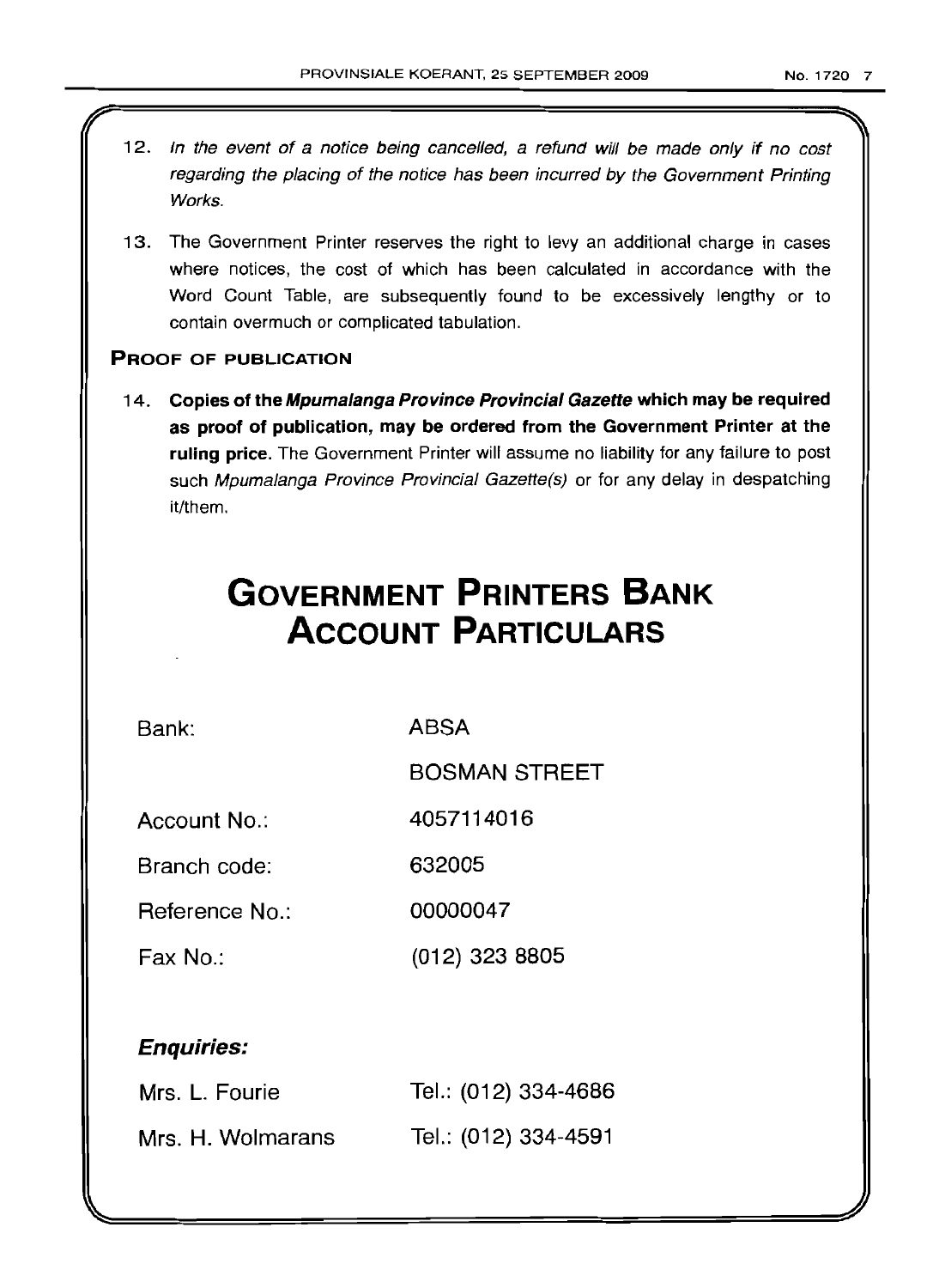12. *In the event of a notice being cancelled, a refund will be made only if no cost regarding the placing of the notice has been incurred by the Government Printing Works.*

13. The Government Printer reserves the right to levy an additional charge in cases where notices, the cost of which has been calculated in accordance with the Word Count Table, are subsequently found to be excessively lengthy or to contain overmuch or complicated tabulation.

**PROOF OF PUBLICATION**

14. **Copies of the *Mpumalanga Province Provincial Gazette* which may be required as proof of publication, may be ordered from the Government Printer at the ruling price.** The Government Printer will assume no liability for any failure to post such *Mpumalanga Province Provincial Gazette(s)* or for any delay in despatching it/them.

# GOVERNMENT PRINTERS BANK ACCOUNT PARTICULARS

| | |
|---|---|
| Bank: | ABSA |
| | BOSMAN STREET |
| Account No.: | 4057114016 |
| Branch code: | 632005 |
| Reference No.: | 00000047 |
| Fax No.: | (012) 323 8805 |

***Enquiries:***

| | |
|---|---|
| Mrs. L. Fourie | Tel.: (012) 334-4686 |
| Mrs. H. Wolmarans | Tel.: (012) 334-4591 |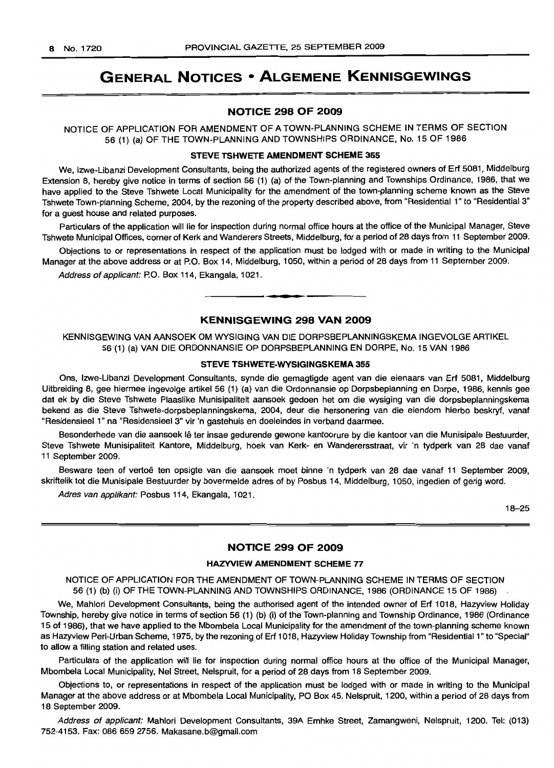# GENERAL NOTICES • ALGEMENE KENNISGEWINGS

## NOTICE 298 OF 2009

NOTICE OF APPLICATION FOR AMENDMENT OF A TOWN-PLANNING SCHEME IN TERMS OF SECTION 56 (1) (a) OF THE TOWN-PLANNING AND TOWNSHIPS ORDINANCE, No. 15 OF 1986

### STEVE TSHWETE AMENDMENT SCHEME 355

We, Izwe-Libanzi Development Consultants, being the authorized agents of the registered owners of Erf 5081, Middelburg Extension 8, hereby give notice in terms of section 56 (1) (a) of the Town-planning and Townships Ordinance, 1986, that we have applied to the Steve Tshwete Local Municipality for the amendment of the town-planning scheme known as the Steve Tshwete Town-planning Scheme, 2004, by the rezoning of the property described above, from "Residential 1" to "Residential 3" for a guest house and related purposes.

Particulars of the application will lie for inspection during normal office hours at the office of the Municipal Manager, Steve Tshwete Municipal Offices, corner of Kerk and Wanderers Streets, Middelburg, for a period of 28 days from 11 September 2009.

Objections to or representations in respect of the application must be lodged with or made in writing to the Municipal Manager at the above address or at P.O. Box 14, Middelburg, 1050, within a period of 28 days from 11 September 2009.

*Address of applicant:* P.O. Box 114, Ekangala, 1021.

---

## KENNISGEWING 298 VAN 2009

KENNISGEWING VAN AANSOEK OM WYSIGING VAN DIE DORPSBEPLANNINGSKEMA INGEVOLGE ARTIKEL 56 (1) (a) VAN DIE ORDONNANSIE OP DORPSBEPLANNING EN DORPE, No. 15 VAN 1986

### STEVE TSHWETE-WYSIGINGSKEMA 355

Ons, Izwe-Libanzi Development Consultants, synde die gemagtigde agent van die eienaars van Erf 5081, Middelburg Uitbreiding 8, gee hiermee ingevolge artikel 56 (1) (a) van die Ordonnansie op Dorpsbeplanning en Dorpe, 1986, kennis gee dat ek by die Steve Tshwete Plaaslike Munisipaliteit aansoek gedoen het om die wysiging van die dorpsbeplanningskema bekend as die Steve Tshwete-dorpsbeplanningskema, 2004, deur die hersonering van die eiendom hierbo beskryf, vanaf "Residensieel 1" na "Residensieel 3" vir 'n gastehuis en doeleindes in verband daarmee.

Besonderhede van die aansoek lê ter insae gedurende gewone kantoorure by die kantoor van die Munisipale Bestuurder, Steve Tshwete Munisipaliteit Kantore, Middelburg, hoek van Kerk- en Wanderersstraat, vir 'n tydperk van 28 dae vanaf 11 September 2009.

Besware teen of vertoë ten opsigte van die aansoek moet binne 'n tydperk van 28 dae vanaf 11 September 2009, skriftelik tot die Munisipale Bestuurder by bovermelde adres of by Posbus 14, Middelburg, 1050, ingedien of gerig word.

*Adres van applikant:* Posbus 114, Ekangala, 1021.

18–25

---

## NOTICE 299 OF 2009

### HAZYVIEW AMENDMENT SCHEME 77

NOTICE OF APPLICATION FOR THE AMENDMENT OF TOWN-PLANNING SCHEME IN TERMS OF SECTION 56 (1) (b) (i) OF THE TOWN-PLANNING AND TOWNSHIPS ORDINANCE, 1986 (ORDINANCE 15 OF 1986)

We, Mahlori Development Consultants, being the authorised agent of the intended owner of Erf 1018, Hazyview Holiday Township, hereby give notice in terms of section 56 (1) (b) (i) of the Town-planning and Township Ordinance, 1986 (Ordinance 15 of 1986), that we have applied to the Mbombela Local Municipality for the amendment of the town-planning scheme known as Hazyview Peri-Urban Scheme, 1975, by the rezoning of Erf 1018, Hazyview Holiday Township from "Residential 1" to "Special" to allow a filling station and related uses.

Particulars of the application will lie for inspection during normal office hours at the office of the Municipal Manager, Mbombela Local Municipality, Nel Street, Nelspruit, for a period of 28 days from 18 September 2009.

Objections to, or representations in respect of the application must be lodged with or made in writing to the Municipal Manager at the above address or at Mbombela Local Municipality, PO Box 45, Nelspruit, 1200, within a period of 28 days from 18 September 2009.

*Address of applicant:* Mahlori Development Consultants, 39A Emhke Street, Zamangweni, Nelspruit, 1200. Tel: (013) 752-4153. Fax: 086 659 2756. Makasane.b@gmail.com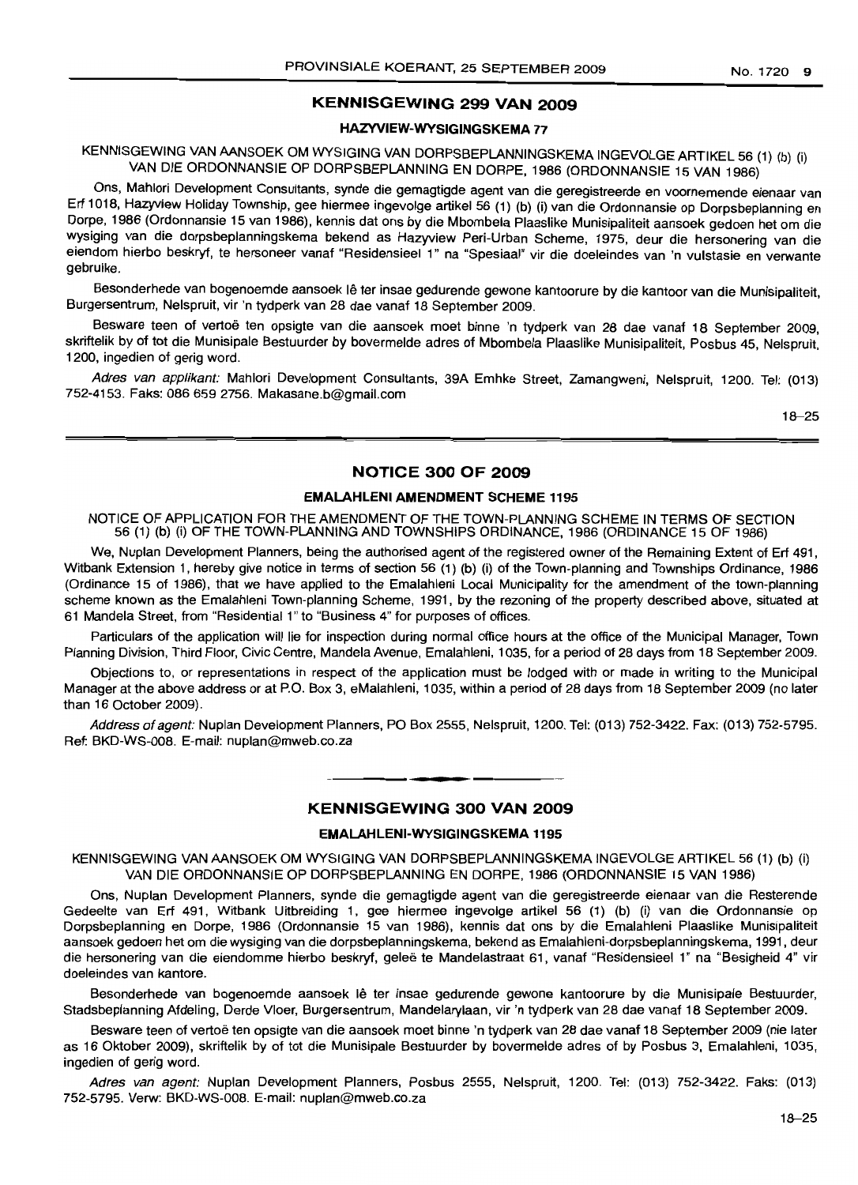## KENNISGEWING 299 VAN 2009

### HAZYVIEW-WYSIGINGSKEMA 77

KENNISGEWING VAN AANSOEK OM WYSIGING VAN DORPSBEPLANNINGSKEMA INGEVOLGE ARTIKEL 56 (1) (b) (i) VAN DIE ORDONNANSIE OP DORPSBEPLANNING EN DORPE, 1986 (ORDONNANSIE 15 VAN 1986)

Ons, Mahlori Development Consultants, synde die gemagtigde agent van die geregistreerde en voornemende eienaar van Erf 1018, Hazyview Holiday Township, gee hiermee ingevolge artikel 56 (1) (b) (i) van die Ordonnansie op Dorpsbeplanning en Dorpe, 1986 (Ordonnansie 15 van 1986), kennis dat ons by die Mbombela Plaaslike Munisipaliteit aansoek gedoen het om die wysiging van die dorpsbeplanningskema bekend as Hazyview Peri-Urban Scheme, 1975, deur die hersonering van die eiendom hierbo beskryf, te hersoneer vanaf "Residensieel 1" na "Spesiaal" vir die doeleindes van 'n vulstasie en verwante gebruike.

Besonderhede van bogenoemde aansoek lê ter insae gedurende gewone kantoorure by die kantoor van die Munisipaliteit, Burgersentrum, Nelspruit, vir 'n tydperk van 28 dae vanaf 18 September 2009.

Besware teen of vertoë ten opsigte van die aansoek moet binne 'n tydperk van 28 dae vanaf 18 September 2009, skriftelik by of tot die Munisipale Bestuurder by bovermelde adres of Mbombela Plaaslike Munisipaliteit, Posbus 45, Nelspruit, 1200, ingedien of gerig word.

*Adres van applikant:* Mahlori Development Consultants, 39A Emhke Street, Zamangweni, Nelspruit, 1200. Tel: (013) 752-4153. Faks: 086 659 2756. Makasane.b@gmail.com

18–25

## NOTICE 300 OF 2009

### EMALAHLENI AMENDMENT SCHEME 1195

NOTICE OF APPLICATION FOR THE AMENDMENT OF THE TOWN-PLANNING SCHEME IN TERMS OF SECTION 56 (1) (b) (i) OF THE TOWN-PLANNING AND TOWNSHIPS ORDINANCE, 1986 (ORDINANCE 15 OF 1986)

We, Nuplan Development Planners, being the authorised agent of the registered owner of the Remaining Extent of Erf 491, Witbank Extension 1, hereby give notice in terms of section 56 (1) (b) (i) of the Town-planning and Townships Ordinance, 1986 (Ordinance 15 of 1986), that we have applied to the Emalahleni Local Municipality for the amendment of the town-planning scheme known as the Emalahleni Town-planning Scheme, 1991, by the rezoning of the property described above, situated at 61 Mandela Street, from "Residential 1" to "Business 4" for purposes of offices.

Particulars of the application will lie for inspection during normal office hours at the office of the Municipal Manager, Town Planning Division, Third Floor, Civic Centre, Mandela Avenue, Emalahleni, 1035, for a period of 28 days from 18 September 2009.

Objections to, or representations in respect of the application must be lodged with or made in writing to the Municipal Manager at the above address or at P.O. Box 3, eMalahleni, 1035, within a period of 28 days from 18 September 2009 (no later than 16 October 2009).

*Address of agent:* Nuplan Development Planners, PO Box 2555, Nelspruit, 1200. Tel: (013) 752-3422. Fax: (013) 752-5795. Ref: BKD-WS-008. E-mail: nuplan@mweb.co.za

## KENNISGEWING 300 VAN 2009

### EMALAHLENI-WYSIGINGSKEMA 1195

KENNISGEWING VAN AANSOEK OM WYSIGING VAN DORPSBEPLANNINGSKEMA INGEVOLGE ARTIKEL 56 (1) (b) (i) VAN DIE ORDONNANSIE OP DORPSBEPLANNING EN DORPE, 1986 (ORDONNANSIE 15 VAN 1986)

Ons, Nuplan Development Planners, synde die gemagtigde agent van die geregistreerde eienaar van die Resterende Gedeelte van Erf 491, Witbank Uitbreiding 1, gee hiermee ingevolge artikel 56 (1) (b) (i) van die Ordonnansie op Dorpsbeplanning en Dorpe, 1986 (Ordonnansie 15 van 1986), kennis dat ons by die Emalahleni Plaaslike Munisipaliteit aansoek gedoen het om die wysiging van die dorpsbeplanningskema, bekend as Emalahleni-dorpsbeplanningskema, 1991, deur die hersonering van die eiendomme hierbo beskryf, geleë te Mandelastraat 61, vanaf "Residensieel 1" na "Besigheid 4" vir doeleindes van kantore.

Besonderhede van bogenoemde aansoek lê ter insae gedurende gewone kantoorure by die Munisipale Bestuurder, Stadsbeplanning Afdeling, Derde Vloer, Burgersentrum, Mandelarylaan, vir 'n tydperk van 28 dae vanaf 18 September 2009.

Besware teen of vertoë ten opsigte van die aansoek moet binne 'n tydperk van 28 dae vanaf 18 September 2009 (nie later as 16 Oktober 2009), skriftelik by of tot die Munisipale Bestuurder by bovermelde adres of by Posbus 3, Emalahleni, 1035, ingedien of gerig word.

*Adres van agent:* Nuplan Development Planners, Posbus 2555, Nelspruit, 1200. Tel: (013) 752-3422. Faks: (013) 752-5795. Verw: BKD-WS-008. E-mail: nuplan@mweb.co.za

18–25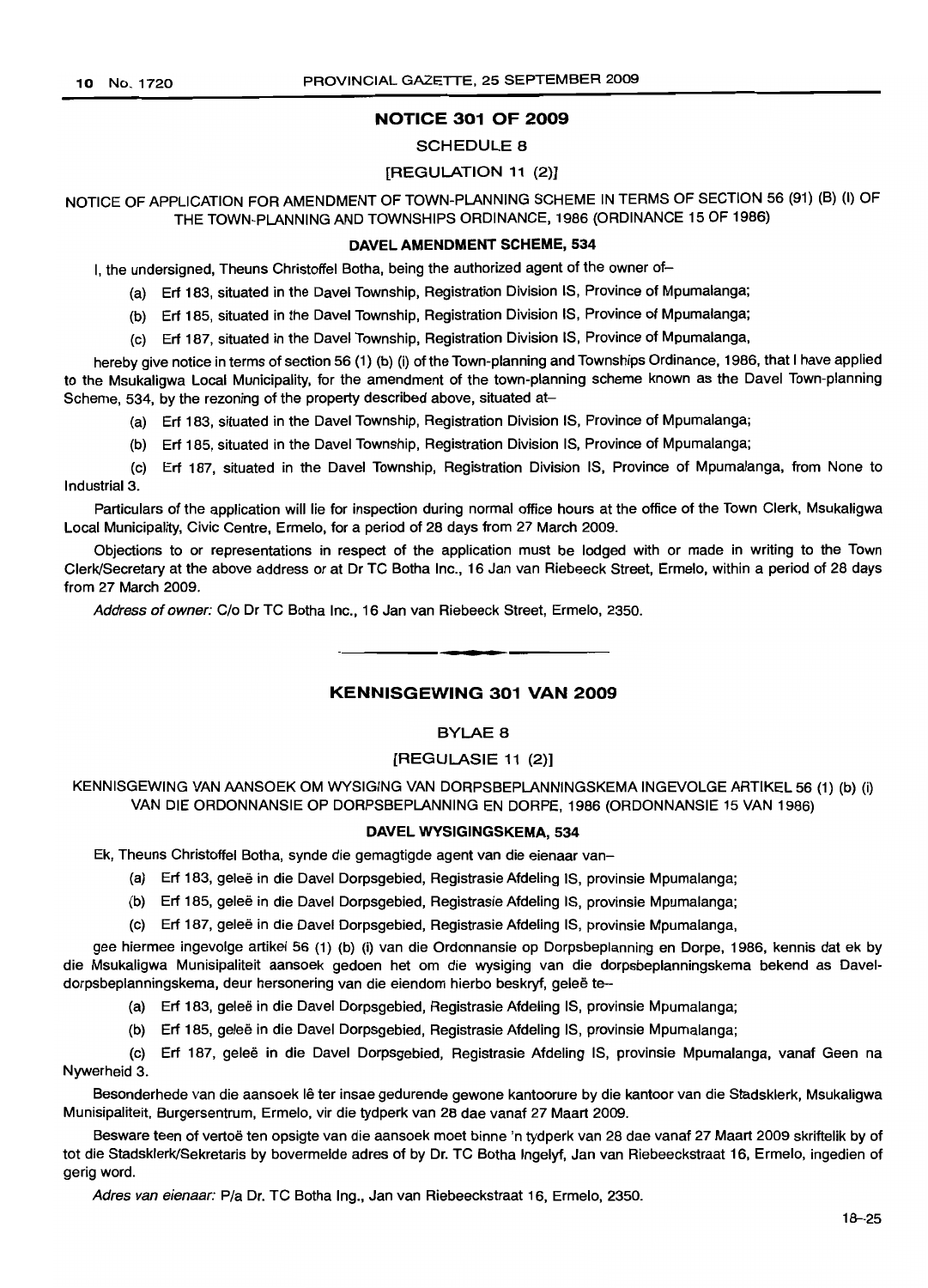## NOTICE 301 OF 2009

SCHEDULE 8

[REGULATION 11 (2)]

NOTICE OF APPLICATION FOR AMENDMENT OF TOWN-PLANNING SCHEME IN TERMS OF SECTION 56 (91) (B) (I) OF THE TOWN-PLANNING AND TOWNSHIPS ORDINANCE, 1986 (ORDINANCE 15 OF 1986)

**DAVEL AMENDMENT SCHEME, 534**

I, the undersigned, Theuns Christoffel Botha, being the authorized agent of the owner of–

(a) Erf 183, situated in the Davel Township, Registration Division IS, Province of Mpumalanga;

(b) Erf 185, situated in the Davel Township, Registration Division IS, Province of Mpumalanga;

(c) Erf 187, situated in the Davel Township, Registration Division IS, Province of Mpumalanga,

hereby give notice in terms of section 56 (1) (b) (i) of the Town-planning and Townships Ordinance, 1986, that I have applied to the Msukaligwa Local Municipality, for the amendment of the town-planning scheme known as the Davel Town-planning Scheme, 534, by the rezoning of the property described above, situated at–

(a) Erf 183, situated in the Davel Township, Registration Division IS, Province of Mpumalanga;

(b) Erf 185, situated in the Davel Township, Registration Division IS, Province of Mpumalanga;

(c) Erf 187, situated in the Davel Township, Registration Division IS, Province of Mpumalanga, from None to Industrial 3.

Particulars of the application will lie for inspection during normal office hours at the office of the Town Clerk, Msukaligwa Local Municipality, Civic Centre, Ermelo, for a period of 28 days from 27 March 2009.

Objections to or representations in respect of the application must be lodged with or made in writing to the Town Clerk/Secretary at the above address or at Dr TC Botha Inc., 16 Jan van Riebeeck Street, Ermelo, within a period of 28 days from 27 March 2009.

*Address of owner:* C/o Dr TC Botha Inc., 16 Jan van Riebeeck Street, Ermelo, 2350.

---

## KENNISGEWING 301 VAN 2009

BYLAE 8

[REGULASIE 11 (2)]

KENNISGEWING VAN AANSOEK OM WYSIGING VAN DORPSBEPLANNINGSKEMA INGEVOLGE ARTIKEL 56 (1) (b) (i) VAN DIE ORDONNANSIE OP DORPSBEPLANNING EN DORPE, 1986 (ORDONNANSIE 15 VAN 1986)

**DAVEL WYSIGINGSKEMA, 534**

Ek, Theuns Christoffel Botha, synde die gemagtigde agent van die eienaar van–

(a) Erf 183, geleë in die Davel Dorpsgebied, Registrasie Afdeling IS, provinsie Mpumalanga;

(b) Erf 185, geleë in die Davel Dorpsgebied, Registrasie Afdeling IS, provinsie Mpumalanga;

(c) Erf 187, geleë in die Davel Dorpsgebied, Registrasie Afdeling IS, provinsie Mpumalanga,

gee hiermee ingevolge artikel 56 (1) (b) (i) van die Ordonnansie op Dorpsbeplanning en Dorpe, 1986, kennis dat ek by die Msukaligwa Munisipaliteit aansoek gedoen het om die wysiging van die dorpsbeplanningskema bekend as Davel-dorpsbeplanningskema, deur hersonering van die eiendom hierbo beskryf, geleë te–

(a) Erf 183, geleë in die Davel Dorpsgebied, Registrasie Afdeling IS, provinsie Mpumalanga;

(b) Erf 185, geleë in die Davel Dorpsgebied, Registrasie Afdeling IS, provinsie Mpumalanga;

(c) Erf 187, geleë in die Davel Dorpsgebied, Registrasie Afdeling IS, provinsie Mpumalanga, vanaf Geen na Nywerheid 3.

Besonderhede van die aansoek lê ter insae gedurende gewone kantoorure by die kantoor van die Stadsklerk, Msukaligwa Munisipaliteit, Burgersentrum, Ermelo, vir die tydperk van 28 dae vanaf 27 Maart 2009.

Besware teen of vertoë ten opsigte van die aansoek moet binne 'n tydperk van 28 dae vanaf 27 Maart 2009 skriftelik by of tot die Stadsklerk/Sekretaris by bovermelde adres of by Dr. TC Botha Ingelyf, Jan van Riebeeckstraat 16, Ermelo, ingedien of gerig word.

*Adres van eienaar:* P/a Dr. TC Botha Ing., Jan van Riebeeckstraat 16, Ermelo, 2350.

18–25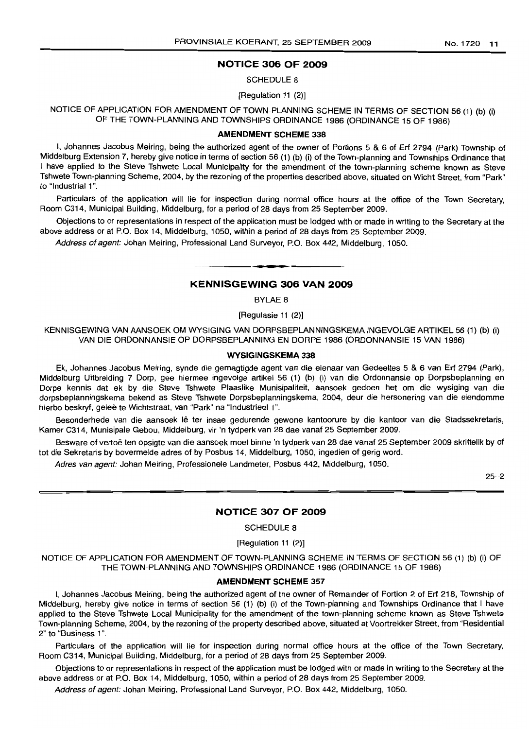## NOTICE 306 OF 2009

SCHEDULE 8

[Regulation 11 (2)]

NOTICE OF APPLICATION FOR AMENDMENT OF TOWN-PLANNING SCHEME IN TERMS OF SECTION 56 (1) (b) (i) OF THE TOWN-PLANNING AND TOWNSHIPS ORDINANCE 1986 (ORDINANCE 15 OF 1986)

### AMENDMENT SCHEME 338

I, Johannes Jacobus Meiring, being the authorized agent of the owner of Portions 5 & 6 of Erf 2794 (Park) Township of Middelburg Extension 7, hereby give notice in terms of section 56 (1) (b) (i) of the Town-planning and Townships Ordinance that I have applied to the Steve Tshwete Local Municipality for the amendment of the town-planning scheme known as Steve Tshwete Town-planning Scheme, 2004, by the rezoning of the properties described above, situated on Wicht Street, from "Park" to "Industrial 1".

Particulars of the application will lie for inspection during normal office hours at the office of the Town Secretary, Room C314, Municipal Building, Middelburg, for a period of 28 days from 25 September 2009.

Objections to or representations in respect of the application must be lodged with or made in writing to the Secretary at the above address or at P.O. Box 14, Middelburg, 1050, within a period of 28 days from 25 September 2009.

*Address of agent:* Johan Meiring, Professional Land Surveyor, P.O. Box 442, Middelburg, 1050.

---

## KENNISGEWING 306 VAN 2009

BYLAE 8

[Regulasie 11 (2)]

KENNISGEWING VAN AANSOEK OM WYSIGING VAN DORPSBEPLANNINGSKEMA INGEVOLGE ARTIKEL 56 (1) (b) (i) VAN DIE ORDONNANSIE OP DORPSBEPLANNING EN DORPE 1986 (ORDONNANSIE 15 VAN 1986)

### WYSIGINGSKEMA 338

Ek, Johannes Jacobus Meiring, synde die gemagtigde agent van die eienaar van Gedeeltes 5 & 6 van Erf 2794 (Park), Middelburg Uitbreiding 7 Dorp, gee hiermee ingevolge artikel 56 (1) (b) (i) van die Ordonnansie op Dorpsbeplanning en Dorpe kennis dat ek by die Steve Tshwete Plaaslike Munisipaliteit, aansoek gedoen het om die wysiging van die dorpsbeplanningskema bekend as Steve Tshwete Dorpsbeplanningskema, 2004, deur die hersonering van die eiendomme hierbo beskryf, geleë te Wichtstraat, van "Park" na "Industrieel 1".

Besonderhede van die aansoek lê ter insae gedurende gewone kantoorure by die kantoor van die Stadssekretaris, Kamer C314, Munisipale Gebou, Middelburg, vir 'n tydperk van 28 dae vanaf 25 September 2009.

Besware of vertoë ten opsigte van die aansoek moet binne 'n tydperk van 28 dae vanaf 25 September 2009 skriftelik by of tot die Sekretaris by bovermelde adres of by Posbus 14, Middelburg, 1050, ingedien of gerig word.

*Adres van agent:* Johan Meiring, Professionele Landmeter, Posbus 442, Middelburg, 1050.

25–2

---

## NOTICE 307 OF 2009

SCHEDULE 8

[Regulation 11 (2)]

NOTICE OF APPLICATION FOR AMENDMENT OF TOWN-PLANNING SCHEME IN TERMS OF SECTION 56 (1) (b) (i) OF THE TOWN-PLANNING AND TOWNSHIPS ORDINANCE 1986 (ORDINANCE 15 OF 1986)

### AMENDMENT SCHEME 357

I, Johannes Jacobus Meiring, being the authorized agent of the owner of Remainder of Portion 2 of Erf 218, Township of Middelburg, hereby give notice in terms of section 56 (1) (b) (i) of the Town-planning and Townships Ordinance that I have applied to the Steve Tshwete Local Municipality for the amendment of the town-planning scheme known as Steve Tshwete Town-planning Scheme, 2004, by the rezoning of the property described above, situated at Voortrekker Street, from "Residential 2" to "Business 1".

Particulars of the application will lie for inspection during normal office hours at the office of the Town Secretary, Room C314, Municipal Building, Middelburg, for a period of 28 days from 25 September 2009.

Objections to or representations in respect of the application must be lodged with or made in writing to the Secretary at the above address or at P.O. Box 14, Middelburg, 1050, within a period of 28 days from 25 September 2009.

*Address of agent:* Johan Meiring, Professional Land Surveyor, P.O. Box 442, Middelburg, 1050.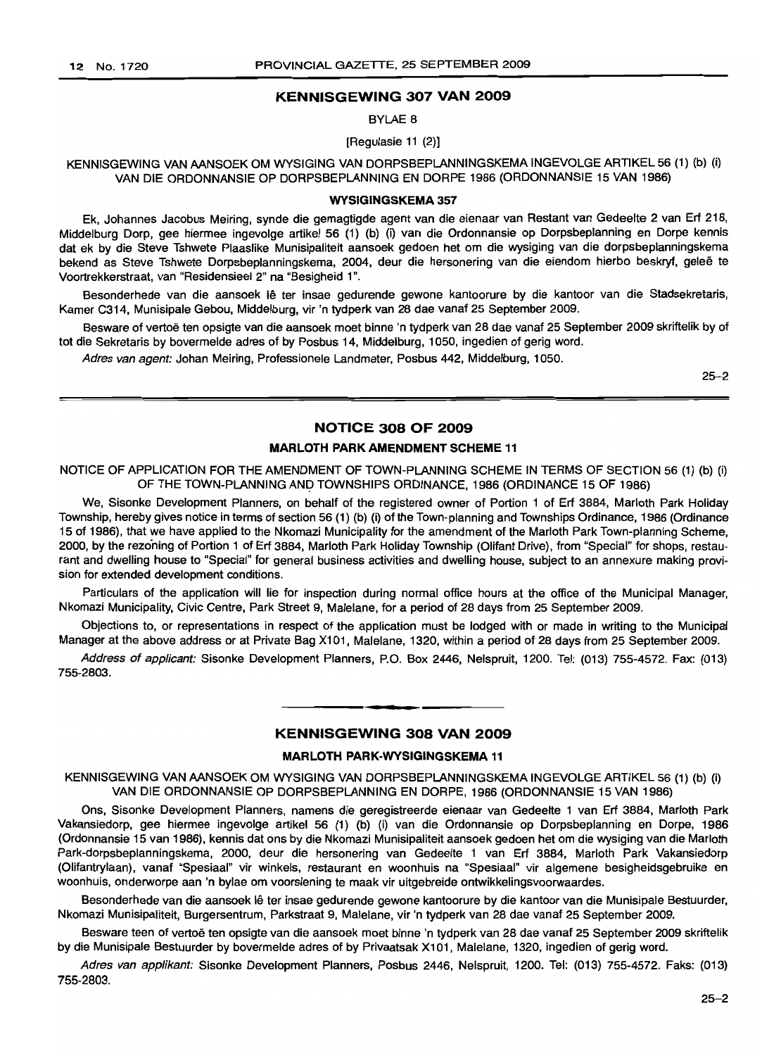## KENNISGEWING 307 VAN 2009

BYLAE 8

[Regulasie 11 (2)]

KENNISGEWING VAN AANSOEK OM WYSIGING VAN DORPSBEPLANNINGSKEMA INGEVOLGE ARTIKEL 56 (1) (b) (i) VAN DIE ORDONNANSIE OP DORPSBEPLANNING EN DORPE 1986 (ORDONNANSIE 15 VAN 1986)

### WYSIGINGSKEMA 357

Ek, Johannes Jacobus Meiring, synde die gemagtigde agent van die eienaar van Restant van Gedeelte 2 van Erf 218, Middelburg Dorp, gee hiermee ingevolge artikel 56 (1) (b) (i) van die Ordonnansie op Dorpsbeplanning en Dorpe kennis dat ek by die Steve Tshwete Plaaslike Munisipaliteit aansoek gedoen het om die wysiging van die dorpsbeplanningskema bekend as Steve Tshwete Dorpsbeplanningskema, 2004, deur die hersonering van die eiendom hierbo beskryf, geleë te Voortrekkerstraat, van "Residensieel 2" na "Besigheid 1".

Besonderhede van die aansoek lê ter insae gedurende gewone kantoorure by die kantoor van die Stadsekretaris, Kamer C314, Munisipale Gebou, Middelburg, vir 'n tydperk van 28 dae vanaf 25 September 2009.

Besware of vertoë ten opsigte van die aansoek moet binne 'n tydperk van 28 dae vanaf 25 September 2009 skriftelik by of tot die Sekretaris by bovermelde adres of by Posbus 14, Middelburg, 1050, ingedien of gerig word.

*Adres van agent:* Johan Meiring, Professionele Landmeter, Posbus 442, Middelburg, 1050.

25–2

## NOTICE 308 OF 2009

### MARLOTH PARK AMENDMENT SCHEME 11

NOTICE OF APPLICATION FOR THE AMENDMENT OF TOWN-PLANNING SCHEME IN TERMS OF SECTION 56 (1) (b) (i) OF THE TOWN-PLANNING AND TOWNSHIPS ORDINANCE, 1986 (ORDINANCE 15 OF 1986)

We, Sisonke Development Planners, on behalf of the registered owner of Portion 1 of Erf 3884, Marloth Park Holiday Township, hereby gives notice in terms of section 56 (1) (b) (i) of the Town-planning and Townships Ordinance, 1986 (Ordinance 15 of 1986), that we have applied to the Nkomazi Municipality for the amendment of the Marloth Park Town-planning Scheme, 2000, by the rezoning of Portion 1 of Erf 3884, Marloth Park Holiday Township (Olifant Drive), from "Special" for shops, restaurant and dwelling house to "Special" for general business activities and dwelling house, subject to an annexure making provision for extended development conditions.

Particulars of the application will lie for inspection during normal office hours at the office of the Municipal Manager, Nkomazi Municipality, Civic Centre, Park Street 9, Malelane, for a period of 28 days from 25 September 2009.

Objections to, or representations in respect of the application must be lodged with or made in writing to the Municipal Manager at the above address or at Private Bag X101, Malelane, 1320, within a period of 28 days from 25 September 2009.

*Address of applicant:* Sisonke Development Planners, P.O. Box 2446, Nelspruit, 1200. Tel: (013) 755-4572. Fax: (013) 755-2803.

---

## KENNISGEWING 308 VAN 2009

### MARLOTH PARK-WYSIGINGSKEMA 11

KENNISGEWING VAN AANSOEK OM WYSIGING VAN DORPSBEPLANNINGSKEMA INGEVOLGE ARTIKEL 56 (1) (b) (i) VAN DIE ORDONNANSIE OP DORPSBEPLANNING EN DORPE, 1986 (ORDONNANSIE 15 VAN 1986)

Ons, Sisonke Development Planners, namens die geregistreerde eienaar van Gedeelte 1 van Erf 3884, Marloth Park Vakansiedorp, gee hiermee ingevolge artikel 56 (1) (b) (i) van die Ordonnansie op Dorpsbeplanning en Dorpe, 1986 (Ordonnansie 15 van 1986), kennis dat ons by die Nkomazi Munisipaliteit aansoek gedoen het om die wysiging van die Marloth Park-dorpsbeplanningskema, 2000, deur die hersonering van Gedeelte 1 van Erf 3884, Marloth Park Vakansiedorp (Olifantrylaan), vanaf "Spesiaal" vir winkels, restaurant en woonhuis na "Spesiaal" vir algemene besigheidsgebruike en woonhuis, onderworpe aan 'n bylae om voorsiening te maak vir uitgebreide ontwikkelingsvoorwaardes.

Besonderhede van die aansoek lê ter insae gedurende gewone kantoorure by die kantoor van die Munisipale Bestuurder, Nkomazi Munisipaliteit, Burgersentrum, Parkstraat 9, Malelane, vir 'n tydperk van 28 dae vanaf 25 September 2009.

Besware teen of vertoë ten opsigte van die aansoek moet binne 'n tydperk van 28 dae vanaf 25 September 2009 skriftelik by die Munisipale Bestuurder by bovermelde adres of by Privaatsak X101, Malelane, 1320, ingedien of gerig word.

*Adres van applikant:* Sisonke Development Planners, Posbus 2446, Nelspruit, 1200. Tel: (013) 755-4572. Faks: (013) 755-2803.

25–2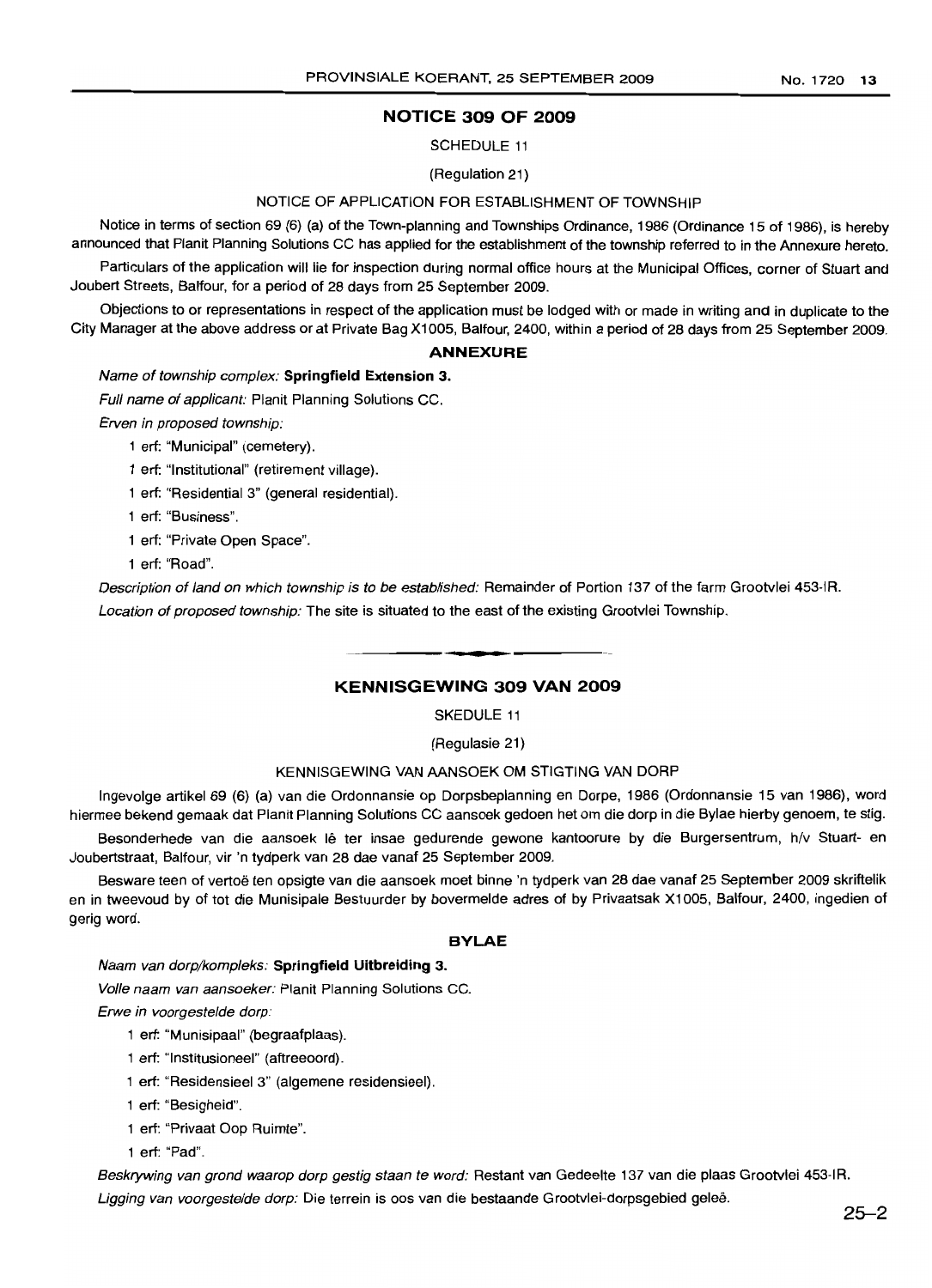## NOTICE 309 OF 2009

SCHEDULE 11

(Regulation 21)

NOTICE OF APPLICATION FOR ESTABLISHMENT OF TOWNSHIP

Notice in terms of section 69 (6) (a) of the Town-planning and Townships Ordinance, 1986 (Ordinance 15 of 1986), is hereby announced that Planit Planning Solutions CC has applied for the establishment of the township referred to in the Annexure hereto.

Particulars of the application will lie for inspection during normal office hours at the Municipal Offices, corner of Stuart and Joubert Streets, Balfour, for a period of 28 days from 25 September 2009.

Objections to or representations in respect of the application must be lodged with or made in writing and in duplicate to the City Manager at the above address or at Private Bag X1005, Balfour, 2400, within a period of 28 days from 25 September 2009.

### ANNEXURE

*Name of township complex:* **Springfield Extension 3.**

*Full name of applicant:* Planit Planning Solutions CC.

*Erven in proposed township:*

- 1 erf: "Municipal" (cemetery).
- 1 erf: "Institutional" (retirement village).
- 1 erf: "Residential 3" (general residential).
- 1 erf: "Business".
- 1 erf: "Private Open Space".
- 1 erf: "Road".

*Description of land on which township is to be established:* Remainder of Portion 137 of the farm Grootvlei 453-IR.

*Location of proposed township:* The site is situated to the east of the existing Grootvlei Township.

---

## KENNISGEWING 309 VAN 2009

SKEDULE 11

(Regulasie 21)

KENNISGEWING VAN AANSOEK OM STIGTING VAN DORP

Ingevolge artikel 69 (6) (a) van die Ordonnansie op Dorpsbeplanning en Dorpe, 1986 (Ordonnansie 15 van 1986), word hiermee bekend gemaak dat Planit Planning Solutions CC aansoek gedoen het om die dorp in die Bylae hierby genoem, te stig.

Besonderhede van die aansoek lê ter insae gedurende gewone kantoorure by die Burgersentrum, h/v Stuart- en Joubertstraat, Balfour, vir 'n tydperk van 28 dae vanaf 25 September 2009.

Besware teen of vertoë ten opsigte van die aansoek moet binne 'n tydperk van 28 dae vanaf 25 September 2009 skriftelik en in tweevoud by of tot die Munisipale Bestuurder by bovermelde adres of by Privaatsak X1005, Balfour, 2400, ingedien of gerig word.

### BYLAE

*Naam van dorp/kompleks:* **Springfield Uitbreiding 3.**

*Volle naam van aansoeker:* Planit Planning Solutions CC.

*Erwe in voorgestelde dorp:*

- 1 erf: "Munisipaal" (begraafplaas).
- 1 erf: "Institusioneel" (aftreeoord).
- 1 erf: "Residensieel 3" (algemene residensieel).
- 1 erf: "Besigheid".
- 1 erf: "Privaat Oop Ruimte".
- 1 erf: "Pad".

*Beskrywing van grond waarop dorp gestig staan te word:* Restant van Gedeelte 137 van die plaas Grootvlei 453-IR.

*Ligging van voorgestelde dorp:* Die terrein is oos van die bestaande Grootvlei-dorpsgebied geleë.

25–2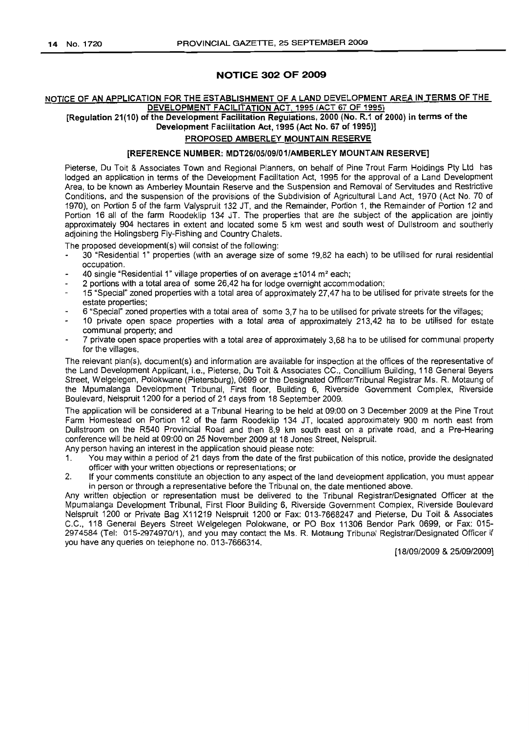## NOTICE 302 OF 2009

### NOTICE OF AN APPLICATION FOR THE ESTABLISHMENT OF A LAND DEVELOPMENT AREA IN TERMS OF THE DEVELOPMENT FACILITATION ACT, 1995 (ACT 67 OF 1995)

**[Regulation 21(10) of the Development Facilitation Regulations, 2000 (No. R.1 of 2000) in terms of the Development Facilitation Act, 1995 (Act No. 67 of 1995)]**

**PROPOSED AMBERLEY MOUNTAIN RESERVE**

**[REFERENCE NUMBER: MDT26/05/09/01/AMBERLEY MOUNTAIN RESERVE]**

Pieterse, Du Toit & Associates Town and Regional Planners, on behalf of Pine Trout Farm Holdings Pty Ltd has lodged an application in terms of the Development Facilitation Act, 1995 for the approval of a Land Development Area, to be known as Amberley Mountain Reserve and the Suspension and Removal of Servitudes and Restrictive Conditions, and the suspension of the provisions of the Subdivision of Agricultural Land Act, 1970 (Act No. 70 of 1970), on Portion 5 of the farm Valyspruit 132 JT, and the Remainder, Portion 1, the Remainder of Portion 12 and Portion 16 all of the farm Roodeklip 134 JT. The properties that are the subject of the application are jointly approximately 904 hectares in extent and located some 5 km west and south west of Dullstroom and southerly adjoining the Holingsberg Fly-Fishing and Country Chalets.

The proposed development(s) will consist of the following:

- 30 "Residential 1" properties (with an average size of some 19,82 ha each) to be utilised for rural residential occupation.
- 40 single "Residential 1" village properties of on average ±1014 m² each;
- 2 portions with a total area of some 26,42 ha for lodge overnight accommodation;
- 15 "Special" zoned properties with a total area of approximately 27,47 ha to be utilised for private streets for the estate properties;
- 6 "Special" zoned properties with a total area of some 3,7 ha to be utilised for private streets for the villages;
- 10 private open space properties with a total area of approximately 213,42 ha to be utilised for estate communal property; and
- 7 private open space properties with a total area of approximately 3,68 ha to be utilised for communal property for the villages.

The relevant plan(s), document(s) and information are available for inspection at the offices of the representative of the Land Development Applicant, i.e., Pieterse, Du Toit & Associates CC., Concillium Building, 118 General Beyers Street, Welgelegen, Polokwane (Pietersburg), 0699 or the Designated Officer/Tribunal Registrar Ms. R. Motaung of the Mpumalanga Development Tribunal, First floor, Building 6, Riverside Government Complex, Riverside Boulevard, Nelspruit 1200 for a period of 21 days from 18 September 2009.

The application will be considered at a Tribunal Hearing to be held at 09:00 on 3 December 2009 at the Pine Trout Farm Homestead on Portion 12 of the farm Roodeklip 134 JT, located approximately 900 m north east from Dullstroom on the R540 Provincial Road and then 8,9 km south east on a private road, and a Pre-Hearing conference will be held at 09:00 on 25 November 2009 at 18 Jones Street, Nelspruit.

Any person having an interest in the application should please note:

1. You may within a period of 21 days from the date of the first publication of this notice, provide the designated officer with your written objections or representations; or
2. If your comments constitute an objection to any aspect of the land development application, you must appear in person or through a representative before the Tribunal on, the date mentioned above.

Any written objection or representation must be delivered to the Tribunal Registrar/Designated Officer at the Mpumalanga Development Tribunal, First Floor Building 6, Riverside Government Complex, Riverside Boulevard Nelspruit 1200 or Private Bag X11219 Nelspruit 1200 or Fax: 013-7668247 and Pieterse, Du Toit & Associates C.C., 118 General Beyers Street Welgelegen Polokwane, or PO Box 11306 Bendor Park 0699, or Fax: 015-2974584 (Tel: 015-2974970/1), and you may contact the Ms. R. Motaung Tribunal Registrar/Designated Officer if you have any queries on telephone no. 013-7666314.

[18/09/2009 & 25/09/2009]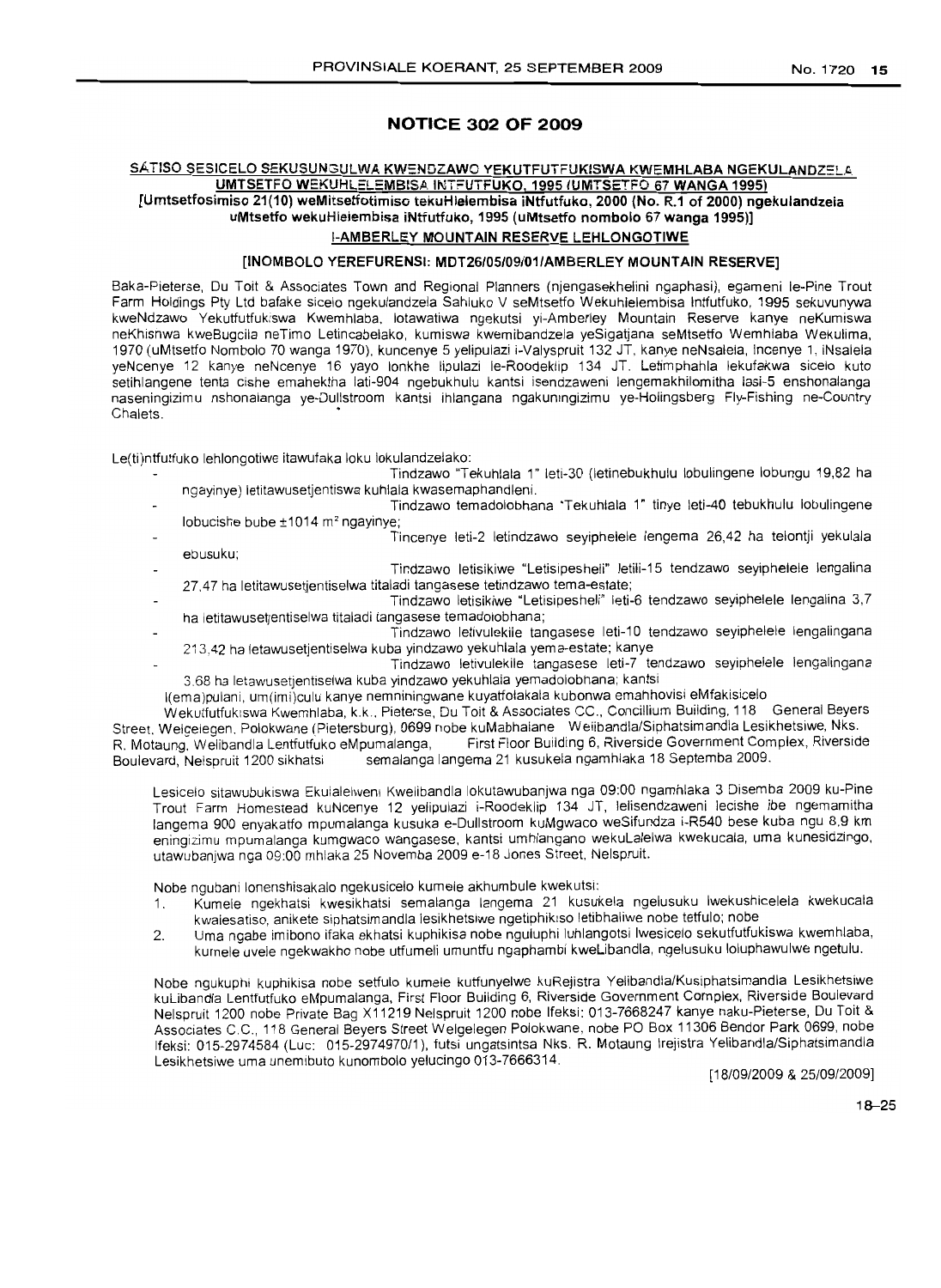## NOTICE 302 OF 2009

**SATISO SESICELO SEKUSUNGULWA KWENDZAWO YEKUTFUTFUKISWA KWEMHLABA NGEKULANDZELA UMTSETFO WEKUHLELEMBISA INTFUTFUKO, 1995 (UMTSETFO 67 WANGA 1995)**

**[Umtsetfosimiso 21(10) weMitsetfotimiso tekuHlelembisa iNtfutfuko, 2000 (No. R.1 of 2000) ngekulandzela uMtsetfo wekuHlelembisa iNtfutfuko, 1995 (uMtsetfo nombolo 67 wanga 1995)]**

**I-AMBERLEY MOUNTAIN RESERVE LEHLONGOTIWE**

**[INOMBOLO YEREFURENSI: MDT26/05/09/01/AMBERLEY MOUNTAIN RESERVE]**

Baka-Pieterse, Du Toit & Associates Town and Regional Planners (njengasekhelini ngaphasi), egameni le-Pine Trout Farm Holdings Pty Ltd bafake sicelo ngekulandzela Sahluko V seMtsetfo Wekuhlelembisa Intfutfuko, 1995 sekuvunywa kweNdzawo Yekutfutfukiswa Kwemhlaba, lotawatiwa ngekutsi yi-Amberley Mountain Reserve kanye neKumiswa neKhisnwa kweBugcila neTimo Letincabelako, kumiswa kwemibandzela yeSigatjana seMtsetfo Wemhlaba Wekulima, 1970 (uMtsetfo Nombolo 70 wanga 1970), kuncenye 5 yelipulazi i-Valyspruit 132 JT, kanye neNsalela, Incenye 1, iNsalela yeNcenye 12 kanye neNcenye 16 yayo lonkhe lipulazi le-Roodeklip 134 JT. Letimphahla lekufakwa sicelo kuto setihlangene tenta cishe emahektha lati-904 ngebukhulu kantsi isendzaweni lengemakhilomitha lasi-5 enshonalanga naseningizimu nshonalanga ye-Dullstroom kantsi ihlangana ngakuningizimu ye-Holingsberg Fly-Fishing ne-Country Chalets.

Le(ti)ntfutfuko lehlongotiwe itawufaka loku lokulandzelako:

- Tindzawo "Tekuhlala 1" leti-30 (letinebukhulu lobulingene lobungu 19,82 ha ngayinye) letitawusetjentiswa kuhlala kwasemaphandleni.
- Tindzawo temadolobhana "Tekuhlala 1" tinye leti-40 tebukhulu lobulingene lobucishe bube ±1014 m² ngayinye;
- Tincenye leti-2 letindzawo seyiphelele lengema 26,42 ha telontji yekulala ebusuku;
- Tindzawo letisikiwe "Letisipesheli" letili-15 tendzawo seyiphelele lengalina 27,47 ha letitawusetjentiselwa titaladi tangasese tetindzawo tema-estate;
- Tindzawo letisikiwe "Letisipesheli" leti-6 tendzawo seyiphelele lengalina 3,7 ha letitawusetjentiselwa titaladi tangasese temadolobhana;
- Tindzawo letivulekile tangasese leti-10 tendzawo seyiphelele lengalingana 213,42 ha letawusetjentiselwa kuba yindzawo yekuhlala yema-estate; kanye
- Tindzawo letivulekile tangasese leti-7 tendzawo seyiphelele lengalingana 3.68 ha letawusetjentiselwa kuba yindzawo yekuhlala yemadolobhana; kantsi

I(ema)pulani, um(imi)culu kanye nemniningwane kuyatfolakala kubonwa emahhovisi eMfakisicelo Wekutfutfukiswa Kwemhlaba, k.k., Pieterse, Du Toit & Associates CC., Concillium Building, 118 General Beyers Street, Welgelegen, Polokwane (Pietersburg), 0699 nobe kuMabhalane Welibandla/Siphatsimandla Lesikhetsiwe, Nks. R. Motaung, Welibandla Lentfutfuko eMpumalanga, First Floor Building 6, Riverside Government Complex, Riverside Boulevard, Nelspruit 1200 sikhatsi semalanga langema 21 kusukela ngamhlaka 18 Septemba 2009.

Lesicelo sitawubukiswa Ekulaleleni Kwelibandla lokutawubanjwa nga 09:00 ngamhlaka 3 Disemba 2009 ku-Pine Trout Farm Homestead kuNcenye 12 yelipulazi i-Roodeklip 134 JT, lelisendzaweni lecishe ibe ngemamitha langema 900 enyakatfo mpumalanga kusuka e-Dullstroom kuMgwaco weSifundza i-R540 bese kuba ngu 8,9 km eningizimu mpumalanga kumgwaco wangasese, kantsi umhlangano wekuLalelwa kwekucala, uma kunesidzingo, utawubanjwa nga 09:00 mhlaka 25 Novemba 2009 e-18 Jones Street, Nelspruit.

Nobe ngubani lonenshisakalo ngekusicelo kumele akhumbule kwekutsi:

1. Kumele ngekhatsi kwesikhatsi semalanga langema 21 kusukela ngelusuku lwekushicelela kwekucala kwalesatiso, anikete siphatsimandla lesikhetsiwe ngetiphikiso letibhaliwe nobe tetfulo; nobe
2. Uma ngabe imibono ifaka ekhatsi kuphikisa nobe nguluphi luhlangotsi lwesicelo sekutfutfukiswa kwemhlaba, kumele uvele ngekwakho nobe utfumeli umuntfu ngaphambi kweLibandla, ngelusuku loluphawulwe ngetulu.

Nobe ngukuphi kuphikisa nobe setfulo kumele kutfunyelwe kuRejistra Yelibandla/Kusiphatsimandla Lesikhetsiwe kuLibandla Lentfutfuko eMpumalanga, First Floor Building 6, Riverside Government Complex, Riverside Boulevard Nelspruit 1200 nobe Private Bag X11219 Nelspruit 1200 nobe Ifeksi: 013-7668247 kanye naku-Pieterse, Du Toit & Associates C.C., 118 General Beyers Street Welgelegen Polokwane, nobe PO Box 11306 Bendor Park 0699, nobe Ifeksi: 015-2974584 (Luc: 015-2974970/1), futsi ungatsintsa Nks. R. Motaung Irejistra Yelibandla/Siphatsimandla Lesikhetsiwe uma unemibuto kunombolo yelucingo 013-7666314.

[18/09/2009 & 25/09/2009]

18–25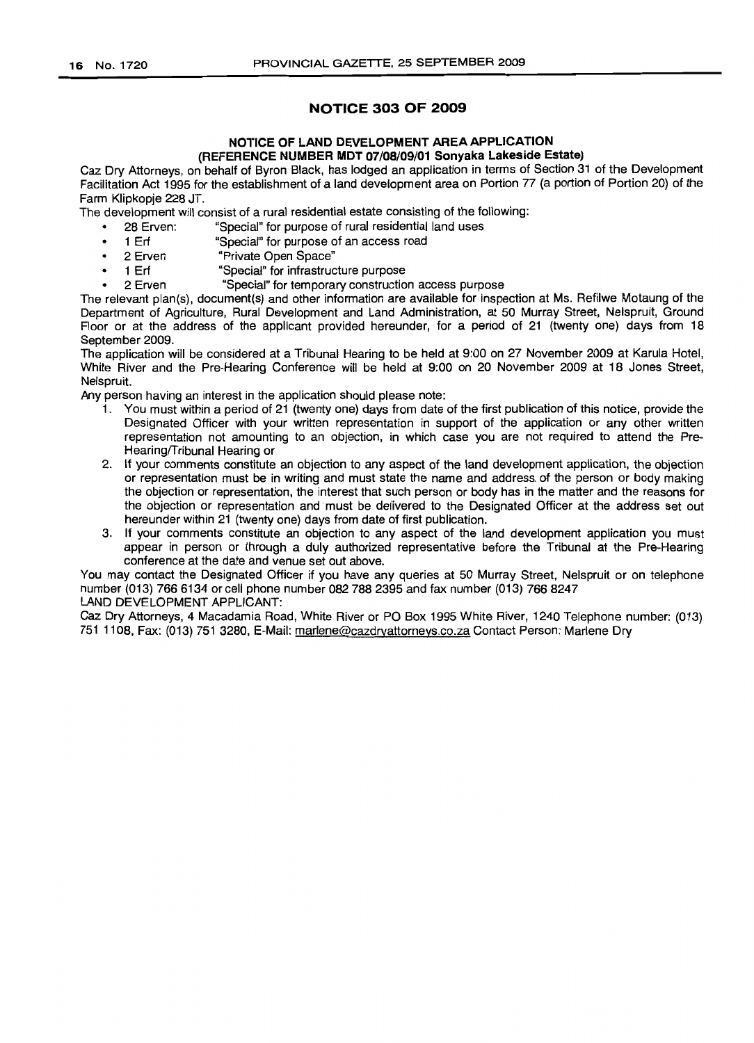## NOTICE 303 OF 2009

### NOTICE OF LAND DEVELOPMENT AREA APPLICATION (REFERENCE NUMBER MDT 07/08/09/01 Sonyaka Lakeside Estate)

Caz Dry Attorneys, on behalf of Byron Black, has lodged an application in terms of Section 31 of the Development Facilitation Act 1995 for the establishment of a land development area on Portion 77 (a portion of Portion 20) of the Farm Klipkopje 228 JT.

The development will consist of a rural residential estate consisting of the following:

- 28 Erven: "Special" for purpose of rural residential land uses
- 1 Erf "Special" for purpose of an access road
- 2 Erven "Private Open Space"
- 1 Erf "Special" for infrastructure purpose
- 2 Erven "Special" for temporary construction access purpose

The relevant plan(s), document(s) and other information are available for inspection at Ms. Refilwe Motaung of the Department of Agriculture, Rural Development and Land Administration, at 50 Murray Street, Nelspruit, Ground Floor or at the address of the applicant provided hereunder, for a period of 21 (twenty one) days from 18 September 2009.

The application will be considered at a Tribunal Hearing to be held at 9:00 on 27 November 2009 at Karula Hotel, White River and the Pre-Hearing Conference will be held at 9:00 on 20 November 2009 at 18 Jones Street, Nelspruit.

Any person having an interest in the application should please note:

1. You must within a period of 21 (twenty one) days from date of the first publication of this notice, provide the Designated Officer with your written representation in support of the application or any other written representation not amounting to an objection, in which case you are not required to attend the Pre-Hearing/Tribunal Hearing or
2. If your comments constitute an objection to any aspect of the land development application, the objection or representation must be in writing and must state the name and address of the person or body making the objection or representation, the interest that such person or body has in the matter and the reasons for the objection or representation and must be delivered to the Designated Officer at the address set out hereunder within 21 (twenty one) days from date of first publication.
3. If your comments constitute an objection to any aspect of the land development application you must appear in person or through a duly authorized representative before the Tribunal at the Pre-Hearing conference at the date and venue set out above.

You may contact the Designated Officer if you have any queries at 50 Murray Street, Nelspruit or on telephone number (013) 766 6134 or cell phone number 082 788 2395 and fax number (013) 766 8247

LAND DEVELOPMENT APPLICANT:

Caz Dry Attorneys, 4 Macadamia Road, White River or PO Box 1995 White River, 1240 Telephone number: (013) 751 1108, Fax: (013) 751 3280, E-Mail: marlene@cazdryattorneys.co.za Contact Person: Marlene Dry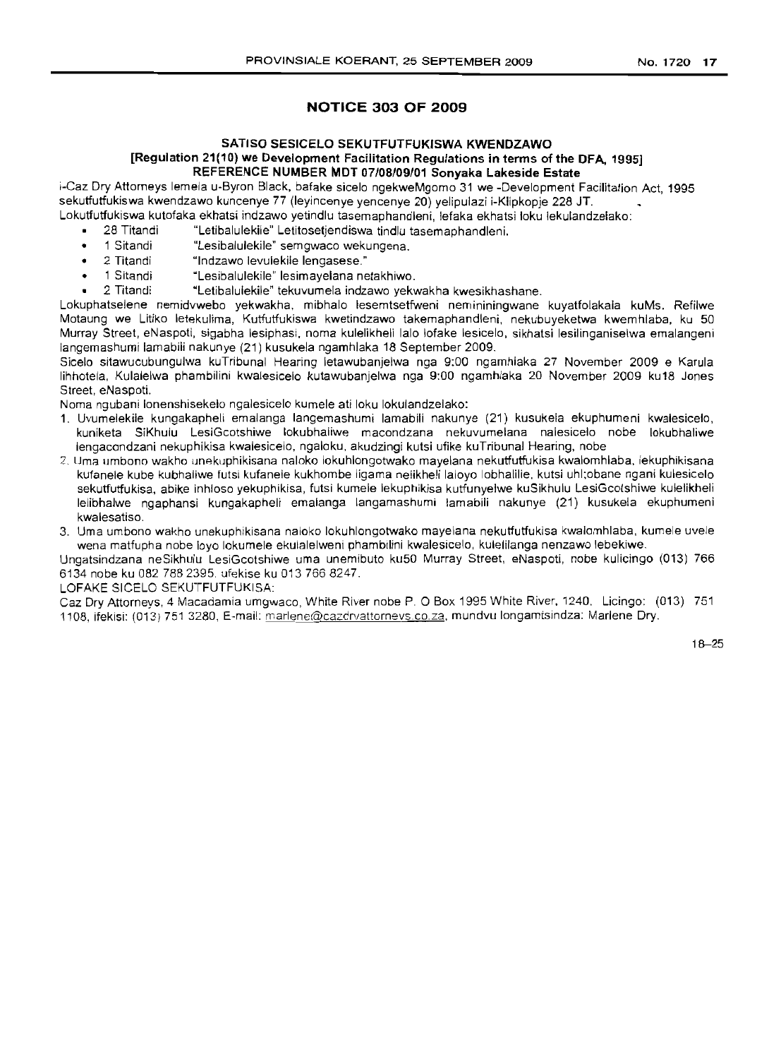## NOTICE 303 OF 2009

### SATISO SESICELO SEKUTFUTFUKISWA KWENDZAWO

**[Regulation 21(10) we Development Facilitation Regulations in terms of the DFA, 1995]**

**REFERENCE NUMBER MDT 07/08/09/01 Sonyaka Lakeside Estate**

i-Caz Dry Attorneys lemela u-Byron Black, bafake sicelo ngekweMgomo 31 we -Development Facilitation Act, 1995 sekutfutfukiswa kwendzawo kuncenye 77 (leyincenye yencenye 20) yelipulazi i-Klipkopje 228 JT.

Lokutfutfukiswa kutofaka ekhatsi indzawo yetindlu tasemaphandleni, lefaka ekhatsi loku lekulandzelako:

- 28 Titandi "Letibalulekile" Letitosetjendiswa tindlu tasemaphandleni.
- 1 Sitandi "Lesibalulekile" semgwaco wekungena.
- 2 Titandi "Indzawo levulekile lengasese."
- 1 Sitandi "Lesibalulekile" lesimayelana netakhiwo.
- 2 Titandi "Letibalulekile" tekuvumela indzawo yekwakha kwesikhashane.

Lokuphatselene nemidvwebo yekwakha, mibhalo lesemtsetfweni nemininingwane kuyatfolakala kuMs. Refilwe Motaung we Litiko letekulima, Kutfutfukiswa kwetindzawo takemaphandleni, nekubuyeketwa kwemhlaba, ku 50 Murray Street, eNaspoti, sigabha lesiphasi, noma kulelikheli lalo lofake lesicelo, sikhatsi lesilinganiselwa emalangeni langemashumi lamabili nakunye (21) kusukela ngamhlaka 18 September 2009.

Sicelo sitawucubungulwa kuTribunal Hearing letawubanjelwa nga 9:00 ngamhlaka 27 November 2009 e Karula lihhotela. Kulalelwa phambilini kwalesicelo kutawubanjelwa nga 9:00 ngamhlaka 20 November 2009 ku18 Jones Street, eNaspoti.

Noma ngubani lonenshisekelo ngalesicelo kumele ati loku lokulandzelako:

1. Uvumelekile kungakapheli emalanga langemashumi lamabili nakunye (21) kusukela ekuphumeni kwalesicelo, kuniketa SiKhulu LesiGcotshiwe lokubhaliwe macondzana nekuvumelana nalesicelo nobe lokubhaliwe lengacondzani nekuphikisa kwalesicelo, ngaloku, akudzingi kutsi ufike kuTribunal Hearing, nobe
2. Uma umbono wakho unekuphikisana naloko lokuhlongotwako mayelana nekutfutfukisa kwalomhlaba, lekuphikisana kufanele kube kubhaliwe futsi kufanele kukhombe ligama nelikheli laloyo lobhalile, kutsi uhlobane ngani kulesicelo sekutfutfukisa, abike inhloso yekuphikisa, futsi kumele lekuphikisa kutfunyelwe kuSikhulu LesiGcotshiwe kulelikheli leIibhalwe ngaphansi kungakapheli emalanga langamashumi lamabili nakunye (21) kusukela ekuphumeni kwalesatiso.
3. Uma umbono wakho unekuphikisana naloko lokuhlongotwako mayelana nekutfutfukisa kwalomhlaba, kumele uvele wena matfupha nobe loyo lokumele ekulalelweni phambilini kwalesicelo, kulelilanga nenzawo lebekiwe.

Ungatsindzana neSikhulu LesiGcotshiwe uma unemibuto ku50 Murray Street, eNaspoti, nobe kulicingo (013) 766 6134 nobe ku 082 788 2395. ufekise ku 013 766 8247.

LOFAKE SICELO SEKUTFUTFUKISA:

Caz Dry Attorneys, 4 Macadamia umgwaco, White River nobe P. O Box 1995 White River, 1240. Licingo: (013) 751 1108, ifekisi: (013) 751 3280, E-mail: marlene@cazdryattorneys.co.za, mundvu longamtsindza: Marlene Dry.

18–25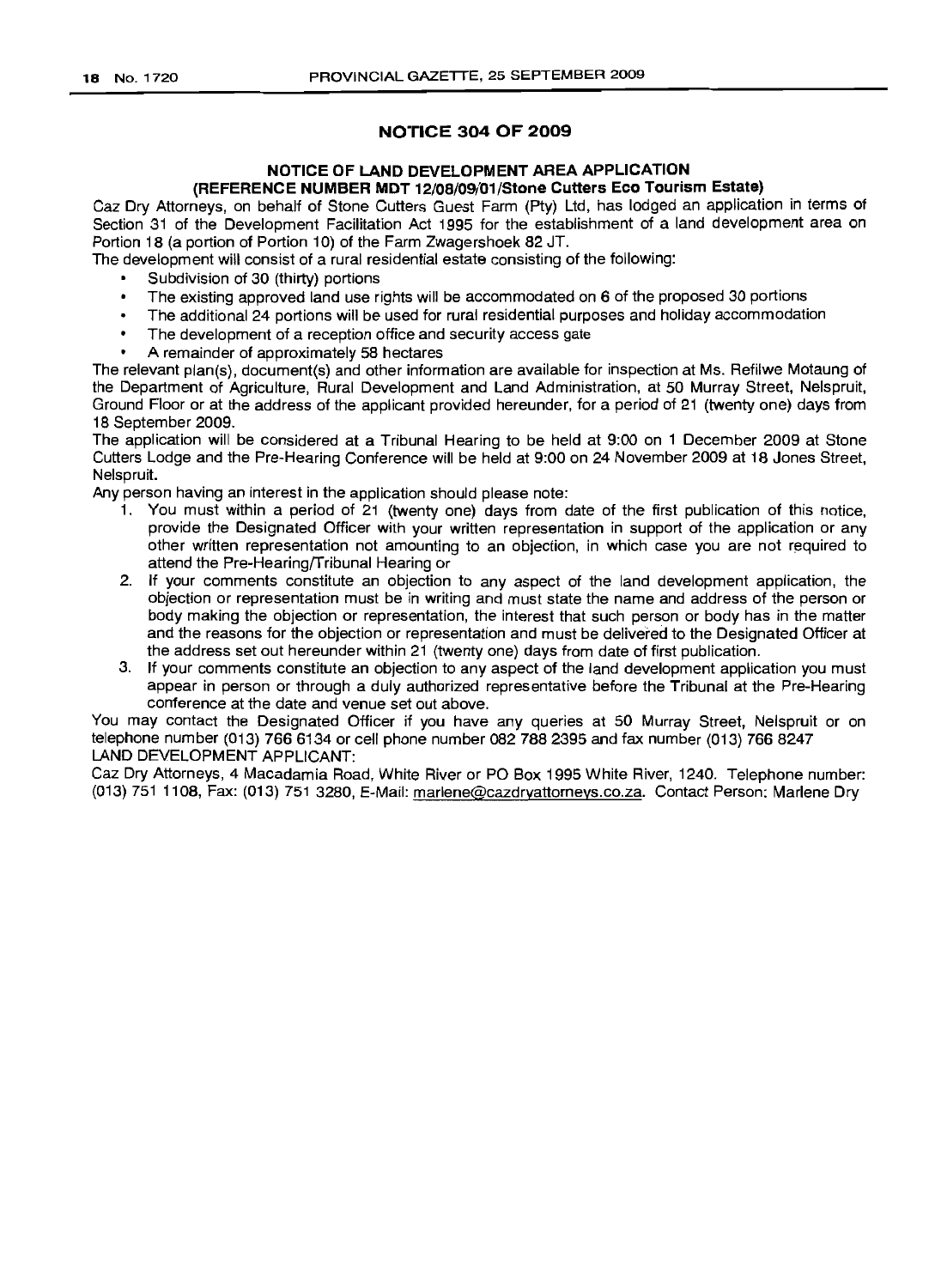## NOTICE 304 OF 2009

### NOTICE OF LAND DEVELOPMENT AREA APPLICATION (REFERENCE NUMBER MDT 12/08/09/01/Stone Cutters Eco Tourism Estate)

Caz Dry Attorneys, on behalf of Stone Cutters Guest Farm (Pty) Ltd, has lodged an application in terms of Section 31 of the Development Facilitation Act 1995 for the establishment of a land development area on Portion 18 (a portion of Portion 10) of the Farm Zwagershoek 82 JT.

The development will consist of a rural residential estate consisting of the following:

- Subdivision of 30 (thirty) portions
- The existing approved land use rights will be accommodated on 6 of the proposed 30 portions
- The additional 24 portions will be used for rural residential purposes and holiday accommodation
- The development of a reception office and security access gate
- A remainder of approximately 58 hectares

The relevant plan(s), document(s) and other information are available for inspection at Ms. Refilwe Motaung of the Department of Agriculture, Rural Development and Land Administration, at 50 Murray Street, Nelspruit, Ground Floor or at the address of the applicant provided hereunder, for a period of 21 (twenty one) days from 18 September 2009.

The application will be considered at a Tribunal Hearing to be held at 9:00 on 1 December 2009 at Stone Cutters Lodge and the Pre-Hearing Conference will be held at 9:00 on 24 November 2009 at 18 Jones Street, Nelspruit.

Any person having an interest in the application should please note:

1. You must within a period of 21 (twenty one) days from date of the first publication of this notice, provide the Designated Officer with your written representation in support of the application or any other written representation not amounting to an objection, in which case you are not required to attend the Pre-Hearing/Tribunal Hearing or
2. If your comments constitute an objection to any aspect of the land development application, the objection or representation must be in writing and must state the name and address of the person or body making the objection or representation, the interest that such person or body has in the matter and the reasons for the objection or representation and must be delivered to the Designated Officer at the address set out hereunder within 21 (twenty one) days from date of first publication.
3. If your comments constitute an objection to any aspect of the land development application you must appear in person or through a duly authorized representative before the Tribunal at the Pre-Hearing conference at the date and venue set out above.

You may contact the Designated Officer if you have any queries at 50 Murray Street, Nelspruit or on telephone number (013) 766 6134 or cell phone number 082 788 2395 and fax number (013) 766 8247

LAND DEVELOPMENT APPLICANT:

Caz Dry Attorneys, 4 Macadamia Road, White River or PO Box 1995 White River, 1240. Telephone number: (013) 751 1108, Fax: (013) 751 3280, E-Mail: marlene@cazdryattorneys.co.za. Contact Person: Marlene Dry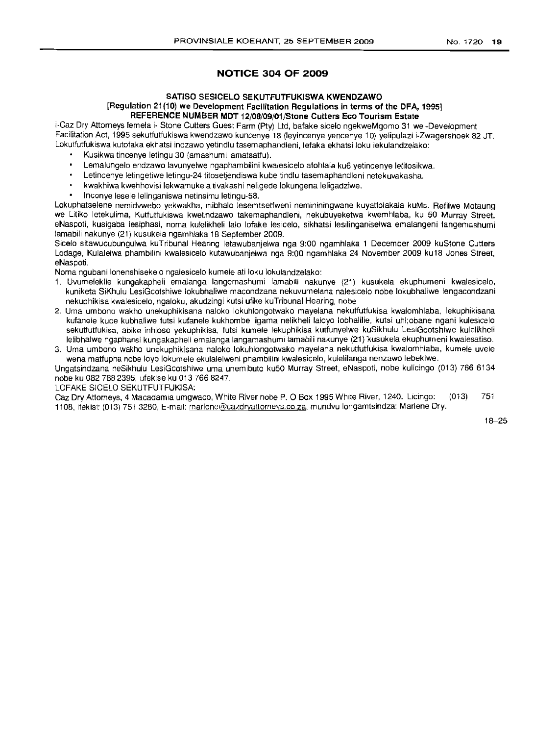## NOTICE 304 OF 2009

### SATISO SESICELO SEKUTFUTFUKISWA KWENDZAWO

**[Regulation 21(10) we Development Facilitation Regulations in terms of the DFA, 1995]**
**REFERENCE NUMBER MDT 12/08/09/01/Stone Cutters Eco Tourism Estate**

i-Caz Dry Attorneys lemela i- Stone Cutters Guest Farm (Pty) Ltd, bafake sicelo ngekweMgomo 31 we -Development Facilitation Act, 1995 sekutfutfukiswa kwendzawo kuncenye 18 (leyincenye yencenye 10) yelipulazi i-Zwagershoek 82 JT. Lokutfutfukiswa kutofaka ekhatsi indzawo yetindlu tasemaphandleni, lefaka ekhatsi loku lekulandzelako:

- Kusikwa tincenye letingu 30 (amashumi lamatsatfu).
- Lemalungelo endzawo lavunyelwe ngaphambilini kwalesicelo atohlala ku6 yetincenye letitosikwa.
- Letincenye letingetiwe letingu-24 titosetjendiswa kube tindlu tasemaphandleni netekuvakasha.
- kwakhiwa kwehhovisi lekwamukela tivakashi neligede lokungena leligadziwe.
- Incenye lesele lelinganiswa netinsimu letingu-58.

Lokuphatselene nemidvwebo yekwakha, mibhalo lesemtsetfweni nemininingwane kuyatfolakala kuMs. Refilwe Motaung we Litiko letekulima, Kutfutfukiswa kwetindzawo takemaphandleni, nekubuyeketwa kwemhlaba, ku 50 Murray Street, eNaspoti, kusigaba lesiphasi, noma kulelikheli lalo lofake lesicelo, sikhatsi lesilinganiselwa emalangeni langemashumi lamabili nakunye (21) kusukela ngamhlaka 18 September 2009.

Sicelo sitawucubungulwa kuTribunal Hearing letawubanjelwa nga 9:00 ngamhlaka 1 December 2009 kuStone Cutters Lodage, Kulalelwa phambilini kwalesicelo kutawubanjelwa nga 9:00 ngamhlaka 24 November 2009 ku18 Jones Street, eNaspoti.

Noma ngubani lonenshisekelo ngalesicelo kumele ati loku lokulandzelako:

1. Uvumelekile kungakapheli emalanga langemashumi lamabili nakunye (21) kusukela ekuphumeni kwalesicelo, kuniketa SiKhulu LesiGcotshiwe lokubhaliwe macondzana nekuvumelana nalesicelo nobe lokubhaliwe lengacondzani nekuphikisa kwalesicelo, ngaloku, akudzingi kutsi ufike kuTribunal Hearing, nobe
2. Uma umbono wakho unekuphikisana naloko lokuhlongotwako mayelana nekutfutfukisa kwalomhlaba, lekuphikisana kufanele kube kubhaliwe futsi kufanele kukhombe ligama nelikheli laloyo lobhalilie, kutsi uhl;obane ngani kulesicelo sekutfutfukisa, abike inhloso yekuphikisa, futsi kumele lekuphikisa kutfunyelwe kuSikhulu LesiGcotshiwe kulelikheli lelibhalwe ngaphansi kungakapheli emalanga langamashumi lamabili nakunye (21) kusukela ekuphumeni kwalesatiso.
3. Uma umbono wakho unekuphikisana naloko lokuhlongotwako mayelana nekutfutfukisa kwalomhlaba, kumele uvele wena matfupha nobe loyo lokumele ekulalelweni phambilini kwalesicelo, kulelilanga nenzawo lebekiwe.

Ungatsindzana neSikhulu LesiGcotshiwe uma unemibuto ku50 Murray Street, eNaspoti, nobe kulicingo (013) 766 6134 nobe ku 082 788 2395, ufekise ku 013 766 8247.

LOFAKE SICELO SEKUTFUTFUKISA:

Caz Dry Attorneys, 4 Macadamia umgwaco, White River nobe P. O Box 1995 White River, 1240. Licingo: (013) 751 1108, ifekisi: (013) 751 3280, E-mail: marlene@cazdryattorneys.co.za, mundvu longamtsindza: Marlene Dry.

18–25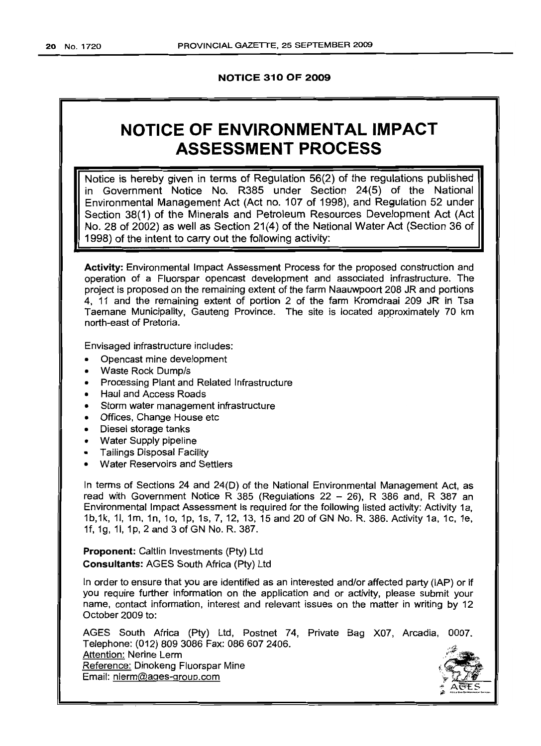**NOTICE 310 OF 2009**

# NOTICE OF ENVIRONMENTAL IMPACT ASSESSMENT PROCESS

Notice is hereby given in terms of Regulation 56(2) of the regulations published in Government Notice No. R385 under Section 24(5) of the National Environmental Management Act (Act no. 107 of 1998), and Regulation 52 under Section 38(1) of the Minerals and Petroleum Resources Development Act (Act No. 28 of 2002) as well as Section 21(4) of the National Water Act (Section 36 of 1998) of the intent to carry out the following activity:

**Activity:** Environmental Impact Assessment Process for the proposed construction and operation of a Fluorspar opencast development and associated infrastructure. The project is proposed on the remaining extent of the farm Naauwpoort 208 JR and portions 4, 11 and the remaining extent of portion 2 of the farm Kromdraai 209 JR in Tsa Taemane Municipality, Gauteng Province. The site is located approximately 70 km north-east of Pretoria.

Envisaged infrastructure includes:

- Opencast mine development
- Waste Rock Dump/s
- Processing Plant and Related Infrastructure
- Haul and Access Roads
- Storm water management infrastructure
- Offices, Change House etc
- Diesel storage tanks
- Water Supply pipeline
- Tailings Disposal Facility
- Water Reservoirs and Settlers

In terms of Sections 24 and 24(D) of the National Environmental Management Act, as read with Government Notice R 385 (Regulations 22 – 26), R 386 and, R 387 an Environmental Impact Assessment is required for the following listed activity: Activity 1a, 1b,1k, 1l, 1m, 1n, 1o, 1p, 1s, 7, 12, 13, 15 and 20 of GN No. R. 386. Activity 1a, 1c, 1e, 1f, 1g, 1l, 1p, 2 and 3 of GN No. R. 387.

**Proponent:** Caltlin Investments (Pty) Ltd
**Consultants:** AGES South Africa (Pty) Ltd

In order to ensure that you are identified as an interested and/or affected party (IAP) or if you require further information on the application and or activity, please submit your name, contact information, interest and relevant issues on the matter in writing by 12 October 2009 to:

AGES South Africa (Pty) Ltd, Postnet 74, Private Bag X07, Arcadia, 0007.
Telephone: (012) 809 3086 Fax: 086 607 2406.
Attention: Nerine Lerm
Reference: Dinokeng Fluorspar Mine
Email: nlerm@ages-group.com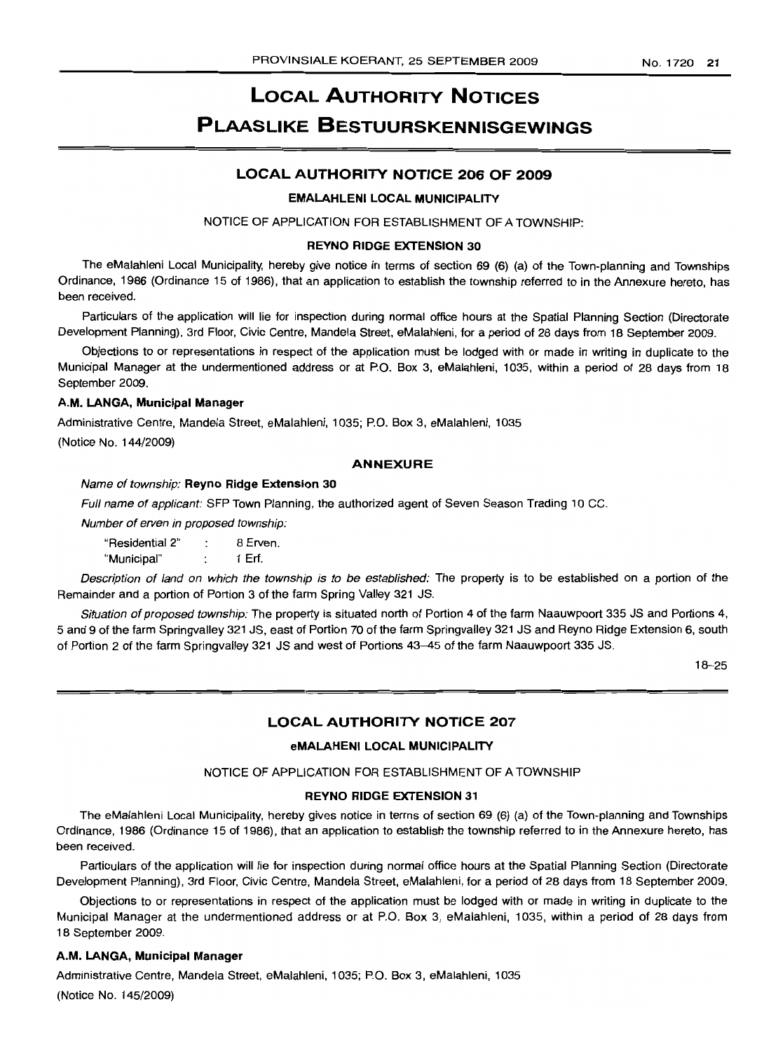# LOCAL AUTHORITY NOTICES

# PLAASLIKE BESTUURSKENNISGEWINGS

## LOCAL AUTHORITY NOTICE 206 OF 2009

### EMALAHLENI LOCAL MUNICIPALITY

NOTICE OF APPLICATION FOR ESTABLISHMENT OF A TOWNSHIP:

**REYNO RIDGE EXTENSION 30**

The eMalahleni Local Municipality, hereby give notice in terms of section 69 (6) (a) of the Town-planning and Townships Ordinance, 1986 (Ordinance 15 of 1986), that an application to establish the township referred to in the Annexure hereto, has been received.

Particulars of the application will lie for inspection during normal office hours at the Spatial Planning Section (Directorate Development Planning), 3rd Floor, Civic Centre, Mandela Street, eMalahleni, for a period of 28 days from 18 September 2009.

Objections to or representations in respect of the application must be lodged with or made in writing in duplicate to the Municipal Manager at the undermentioned address or at P.O. Box 3, eMalahleni, 1035, within a period of 28 days from 18 September 2009.

**A.M. LANGA, Municipal Manager**

Administrative Centre, Mandela Street, eMalahleni, 1035; P.O. Box 3, eMalahleni, 1035

(Notice No. 144/2009)

**ANNEXURE**

*Name of township:* **Reyno Ridge Extension 30**

*Full name of applicant:* SFP Town Planning, the authorized agent of Seven Season Trading 10 CC.

*Number of erven in proposed township:*

| | | |
|---|---|---|
| "Residential 2" | : | 8 Erven. |
| "Municipal" | : | 1 Erf. |

*Description of land on which the township is to be established:* The property is to be established on a portion of the Remainder and a portion of Portion 3 of the farm Spring Valley 321 JS.

*Situation of proposed township:* The property is situated north of Portion 4 of the farm Naauwpoort 335 JS and Portions 4, 5 and 9 of the farm Springvalley 321 JS, east of Portion 70 of the farm Springvalley 321 JS and Reyno Ridge Extension 6, south of Portion 2 of the farm Springvalley 321 JS and west of Portions 43–45 of the farm Naauwpoort 335 JS.

18–25

## LOCAL AUTHORITY NOTICE 207

### eMALAHENI LOCAL MUNICIPALITY

NOTICE OF APPLICATION FOR ESTABLISHMENT OF A TOWNSHIP

**REYNO RIDGE EXTENSION 31**

The eMalahleni Local Municipality, hereby gives notice in terms of section 69 (6) (a) of the Town-planning and Townships Ordinance, 1986 (Ordinance 15 of 1986), that an application to establish the township referred to in the Annexure hereto, has been received.

Particulars of the application will lie for inspection during normal office hours at the Spatial Planning Section (Directorate Development Planning), 3rd Floor, Civic Centre, Mandela Street, eMalahleni, for a period of 28 days from 18 September 2009.

Objections to or representations in respect of the application must be lodged with or made in writing in duplicate to the Municipal Manager at the undermentioned address or at P.O. Box 3, eMalahleni, 1035, within a period of 28 days from 18 September 2009.

**A.M. LANGA, Municipal Manager**

Administrative Centre, Mandela Street, eMalahleni, 1035; P.O. Box 3, eMalahleni, 1035

(Notice No. 145/2009)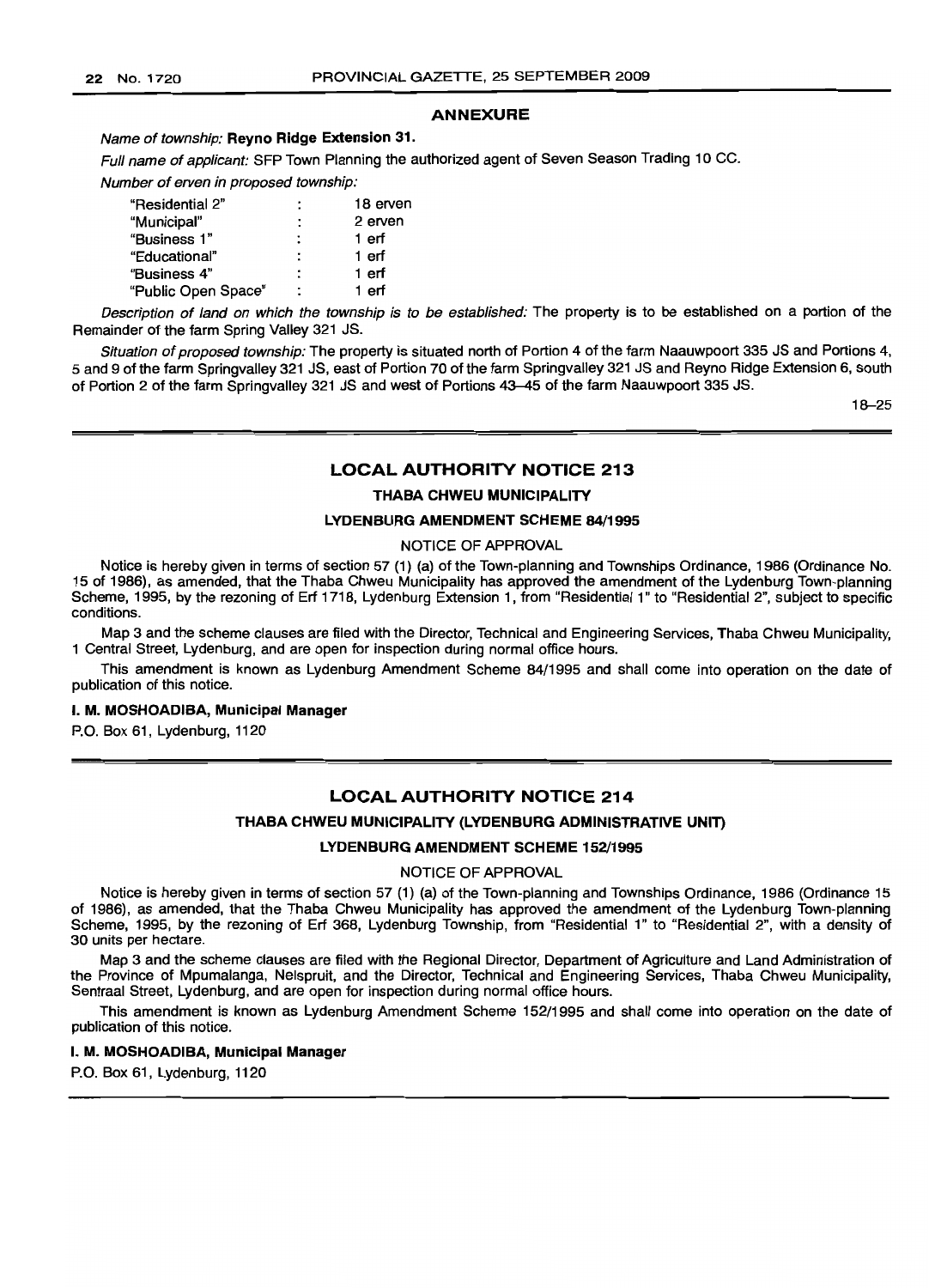## ANNEXURE

*Name of township:* **Reyno Ridge Extension 31.**

*Full name of applicant:* SFP Town Planning the authorized agent of Seven Season Trading 10 CC.

*Number of erven in proposed township:*

| | | |
|---|---|---|
| "Residential 2" | : | 18 erven |
| "Municipal" | : | 2 erven |
| "Business 1" | : | 1 erf |
| "Educational" | : | 1 erf |
| "Business 4" | : | 1 erf |
| "Public Open Space" | : | 1 erf |

*Description of land on which the township is to be established:* The property is to be established on a portion of the Remainder of the farm Spring Valley 321 JS.

*Situation of proposed township:* The property is situated north of Portion 4 of the farm Naauwpoort 335 JS and Portions 4, 5 and 9 of the farm Springvalley 321 JS, east of Portion 70 of the farm Springvalley 321 JS and Reyno Ridge Extension 6, south of Portion 2 of the farm Springvalley 321 JS and west of Portions 43–45 of the farm Naauwpoort 335 JS.

18–25

## LOCAL AUTHORITY NOTICE 213

### THABA CHWEU MUNICIPALITY

### LYDENBURG AMENDMENT SCHEME 84/1995

NOTICE OF APPROVAL

Notice is hereby given in terms of section 57 (1) (a) of the Town-planning and Townships Ordinance, 1986 (Ordinance No. 15 of 1986), as amended, that the Thaba Chweu Municipality has approved the amendment of the Lydenburg Town-planning Scheme, 1995, by the rezoning of Erf 1718, Lydenburg Extension 1, from "Residential 1" to "Residential 2", subject to specific conditions.

Map 3 and the scheme clauses are filed with the Director, Technical and Engineering Services, Thaba Chweu Municipality, 1 Central Street, Lydenburg, and are open for inspection during normal office hours.

This amendment is known as Lydenburg Amendment Scheme 84/1995 and shall come into operation on the date of publication of this notice.

**I. M. MOSHOADIBA, Municipal Manager**

P.O. Box 61, Lydenburg, 1120

## LOCAL AUTHORITY NOTICE 214

### THABA CHWEU MUNICIPALITY (LYDENBURG ADMINISTRATIVE UNIT)

### LYDENBURG AMENDMENT SCHEME 152/1995

NOTICE OF APPROVAL

Notice is hereby given in terms of section 57 (1) (a) of the Town-planning and Townships Ordinance, 1986 (Ordinance 15 of 1986), as amended, that the Thaba Chweu Municipality has approved the amendment of the Lydenburg Town-planning Scheme, 1995, by the rezoning of Erf 368, Lydenburg Township, from "Residential 1" to "Residential 2", with a density of 30 units per hectare.

Map 3 and the scheme clauses are filed with the Regional Director, Department of Agriculture and Land Administration of the Province of Mpumalanga, Nelspruit, and the Director, Technical and Engineering Services, Thaba Chweu Municipality, Sentraal Street, Lydenburg, and are open for inspection during normal office hours.

This amendment is known as Lydenburg Amendment Scheme 152/1995 and shall come into operation on the date of publication of this notice.

**I. M. MOSHOADIBA, Municipal Manager**

P.O. Box 61, Lydenburg, 1120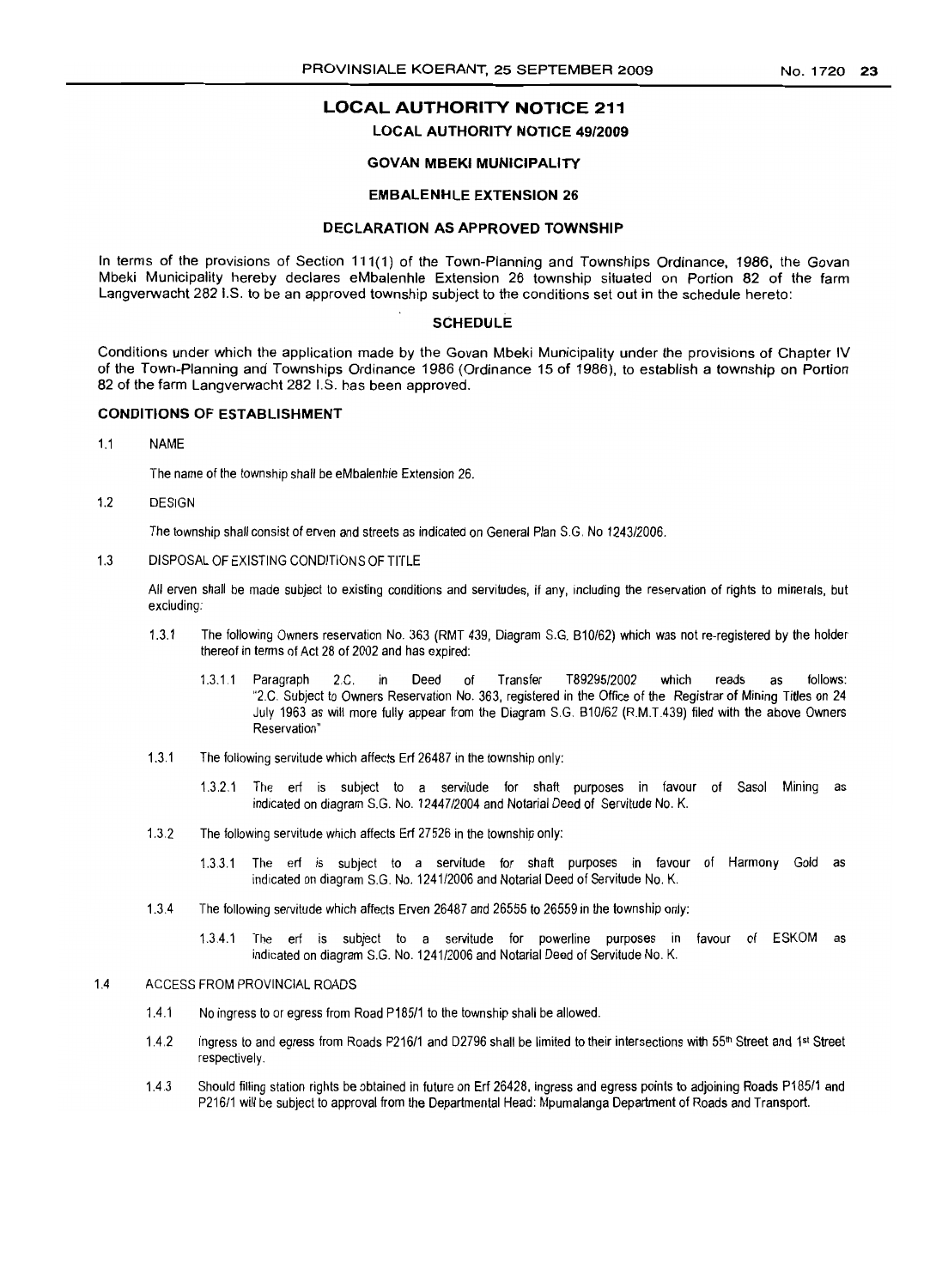# LOCAL AUTHORITY NOTICE 211

## LOCAL AUTHORITY NOTICE 49/2009

## GOVAN MBEKI MUNICIPALITY

## EMBALENHLE EXTENSION 26

## DECLARATION AS APPROVED TOWNSHIP

In terms of the provisions of Section 111(1) of the Town-Planning and Townships Ordinance, 1986, the Govan Mbeki Municipality hereby declares eMbalenhle Extension 26 township situated on Portion 82 of the farm Langverwacht 282 I.S. to be an approved township subject to the conditions set out in the schedule hereto:

### SCHEDULE

Conditions under which the application made by the Govan Mbeki Municipality under the provisions of Chapter IV of the Town-Planning and Townships Ordinance 1986 (Ordinance 15 of 1986), to establish a township on Portion 82 of the farm Langverwacht 282 I.S. has been approved.

### CONDITIONS OF ESTABLISHMENT

1.1 NAME

The name of the township shall be eMbalenhle Extension 26.

1.2 DESIGN

The township shall consist of erven and streets as indicated on General Plan S.G. No 1243/2006.

1.3 DISPOSAL OF EXISTING CONDITIONS OF TITLE

All erven shall be made subject to existing conditions and servitudes, if any, including the reservation of rights to minerals, but excluding:

1.3.1 The following Owners reservation No. 363 (RMT 439, Diagram S.G. B10/62) which was not re-registered by the holder thereof in terms of Act 28 of 2002 and has expired:

1.3.1.1 Paragraph 2.C. in Deed of Transfer T89295/2002 which reads as follows: "2.C. Subject to Owners Reservation No. 363, registered in the Office of the Registrar of Mining Titles on 24 July 1963 as will more fully appear from the Diagram S.G. B10/62 (R.M.T.439) filed with the above Owners Reservation"

1.3.1 The following servitude which affects Erf 26487 in the township only:

1.3.2.1 The erf is subject to a servitude for shaft purposes in favour of Sasol Mining as indicated on diagram S.G. No. 12447/2004 and Notarial Deed of Servitude No. K.

1.3.2 The following servitude which affects Erf 27526 in the township only:

1.3.3.1 The erf is subject to a servitude for shaft purposes in favour of Harmony Gold as indicated on diagram S.G. No. 1241/2006 and Notarial Deed of Servitude No. K.

1.3.4 The following servitude which affects Erven 26487 and 26555 to 26559 in the township only:

1.3.4.1 The erf is subject to a servitude for powerline purposes in favour of ESKOM as indicated on diagram S.G. No. 1241/2006 and Notarial Deed of Servitude No. K.

1.4 ACCESS FROM PROVINCIAL ROADS

1.4.1 No ingress to or egress from Road P185/1 to the township shall be allowed.

1.4.2 Ingress to and egress from Roads P216/1 and D2796 shall be limited to their intersections with 55th Street and 1st Street respectively.

1.4.3 Should filling station rights be obtained in future on Erf 26428, ingress and egress points to adjoining Roads P185/1 and P216/1 will be subject to approval from the Departmental Head: Mpumalanga Department of Roads and Transport.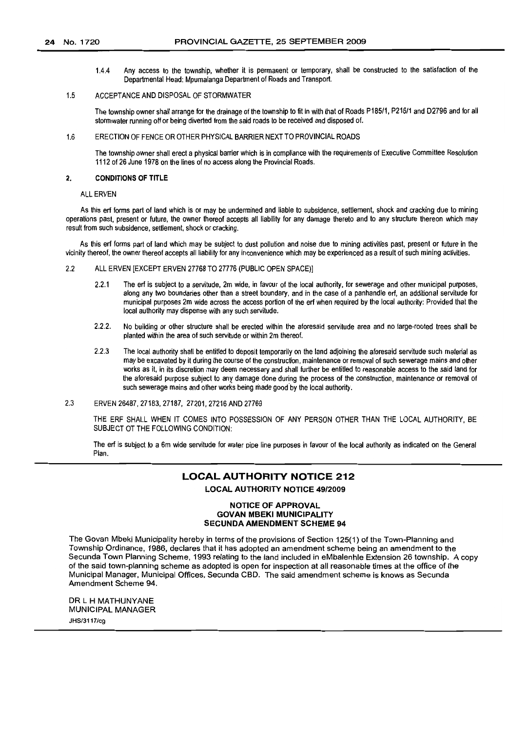1.4.4 Any access to the township, whether it is permanent or temporary, shall be constructed to the satisfaction of the Departmental Head: Mpumalanga Department of Roads and Transport.

1.5 ACCEPTANCE AND DISPOSAL OF STORMWATER

The township owner shall arrange for the drainage of the township to fit in with that of Roads P185/1, P216/1 and D2796 and for all stormwater running off or being diverted from the said roads to be received and disposed of.

1.6 ERECTION OF FENCE OR OTHER PHYSICAL BARRIER NEXT TO PROVINCIAL ROADS

The township owner shall erect a physical barrier which is in compliance with the requirements of Executive Committee Resolution 1112 of 26 June 1978 on the lines of no access along the Provincial Roads.

**2. CONDITIONS OF TITLE**

ALL ERVEN

As this erf forms part of land which is or may be undermined and liable to subsidence, settlement, shock and cracking due to mining operations past, present or future, the owner thereof accepts all liability for any damage thereto and to any structure thereon which may result from such subsidence, settlement, shock or cracking.

As this erf forms part of land which may be subject to dust pollution and noise due to mining activities past, present or future in the vicinity thereof, the owner thereof accepts all liability for any inconvenience which may be experienced as a result of such mining activities.

2.2 ALL ERVEN [EXCEPT ERVEN 27768 TO 27776 (PUBLIC OPEN SPACE)]

2.2.1 The erf is subject to a servitude, 2m wide, in favour of the local authority, for sewerage and other municipal purposes, along any two boundaries other than a street boundary, and in the case of a panhandle erf, an additional servitude for municipal purposes 2m wide across the access portion of the erf when required by the local authority: Provided that the local authority may dispense with any such servitude.

2.2.2. No building or other structure shall be erected within the aforesaid servitude area and no large-rooted trees shall be planted within the area of such servitude or within 2m thereof.

2.2.3 The local authority shall be entitled to deposit temporarily on the land adjoining the aforesaid servitude such material as may be excavated by it during the course of the construction, maintenance or removal of such sewerage mains and other works as it, in its discretion may deem necessary and shall further be entitled to reasonable access to the said land for the aforesaid purpose subject to any damage done during the process of the construction, maintenance or removal of such sewerage mains and other works being made good by the local authority.

2.3 ERVEN 26487, 27183, 27187, 27201, 27216 AND 27769

THE ERF SHALL WHEN IT COMES INTO POSSESSION OF ANY PERSON OTHER THAN THE LOCAL AUTHORITY, BE SUBJECT OT THE FOLLOWING CONDITION:

The erf is subject to a 6m wide servitude for water pipe line purposes in favour of the local authority as indicated on the General Plan.

## LOCAL AUTHORITY NOTICE 212

**LOCAL AUTHORITY NOTICE 49/2009**

**NOTICE OF APPROVAL**
**GOVAN MBEKI MUNICIPALITY**
**SECUNDA AMENDMENT SCHEME 94**

The Govan Mbeki Municipality hereby in terms of the provisions of Section 125(1) of the Town-Planning and Township Ordinance, 1986, declares that it has adopted an amendment scheme being an amendment to the Secunda Town Planning Scheme, 1993 relating to the land included in eMbalenhle Extension 26 township. A copy of the said town-planning scheme as adopted is open for inspection at all reasonable times at the office of the Municipal Manager, Municipal Offices, Secunda CBD. The said amendment scheme is knows as Secunda Amendment Scheme 94.

DR L H MATHUNYANE
MUNICIPAL MANAGER
JHS/3117/cg